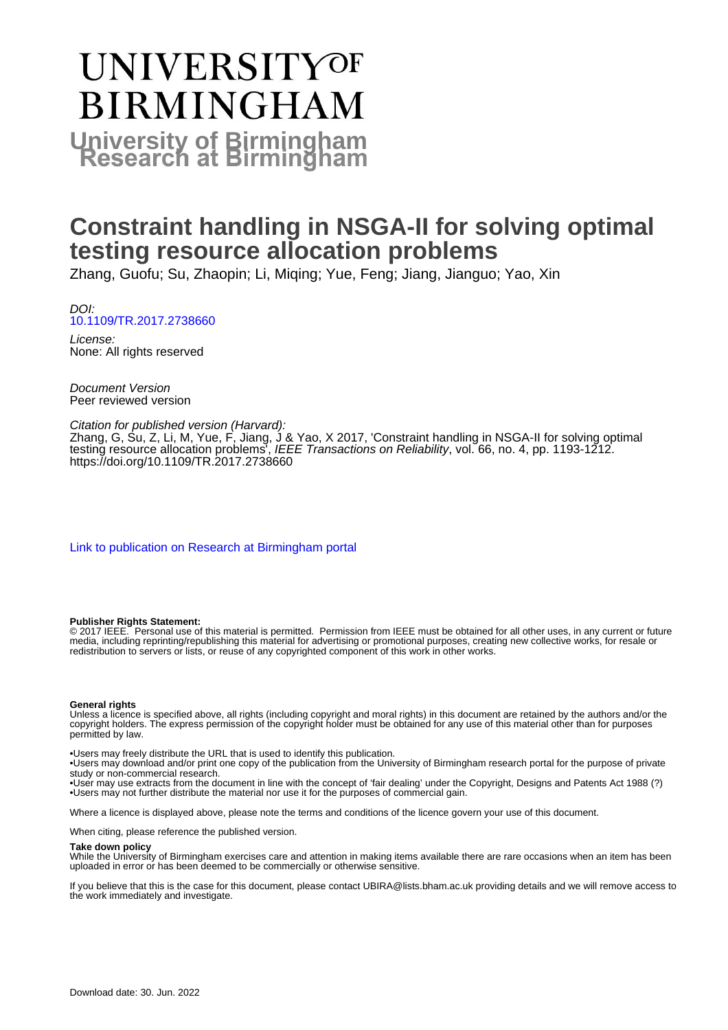# University of Birmingham Research at Birmingham

# Constraint handling in NSGA-II for solving optimal testing resource allocation problems

Zhang, Guofu; Su, Zhaopin; Li, Miqing; Yue, Feng; Jiang, Jianguo; Yao, Xin

*DOI:*
10.1109/TR.2017.2738660

*License:*
None: All rights reserved

*Document Version*
Peer reviewed version

*Citation for published version (Harvard):*
Zhang, G, Su, Z, Li, M, Yue, F, Jiang, J & Yao, X 2017, 'Constraint handling in NSGA-II for solving optimal testing resource allocation problems', *IEEE Transactions on Reliability*, vol. 66, no. 4, pp. 1193-1212. https://doi.org/10.1109/TR.2017.2738660

Link to publication on Research at Birmingham portal

**Publisher Rights Statement:**
© 2017 IEEE. Personal use of this material is permitted. Permission from IEEE must be obtained for all other uses, in any current or future media, including reprinting/republishing this material for advertising or promotional purposes, creating new collective works, for resale or redistribution to servers or lists, or reuse of any copyrighted component of this work in other works.

**General rights**
Unless a licence is specified above, all rights (including copyright and moral rights) in this document are retained by the authors and/or the copyright holders. The express permission of the copyright holder must be obtained for any use of this material other than for purposes permitted by law.

•Users may freely distribute the URL that is used to identify this publication.
•Users may download and/or print one copy of the publication from the University of Birmingham research portal for the purpose of private study or non-commercial research.
•User may use extracts from the document in line with the concept of 'fair dealing' under the Copyright, Designs and Patents Act 1988 (?)
•Users may not further distribute the material nor use it for the purposes of commercial gain.

Where a licence is displayed above, please note the terms and conditions of the licence govern your use of this document.

When citing, please reference the published version.

**Take down policy**
While the University of Birmingham exercises care and attention in making items available there are rare occasions when an item has been uploaded in error or has been deemed to be commercially or otherwise sensitive.

If you believe that this is the case for this document, please contact UBIRA@lists.bham.ac.uk providing details and we will remove access to the work immediately and investigate.

Download date: 30. Jun. 2022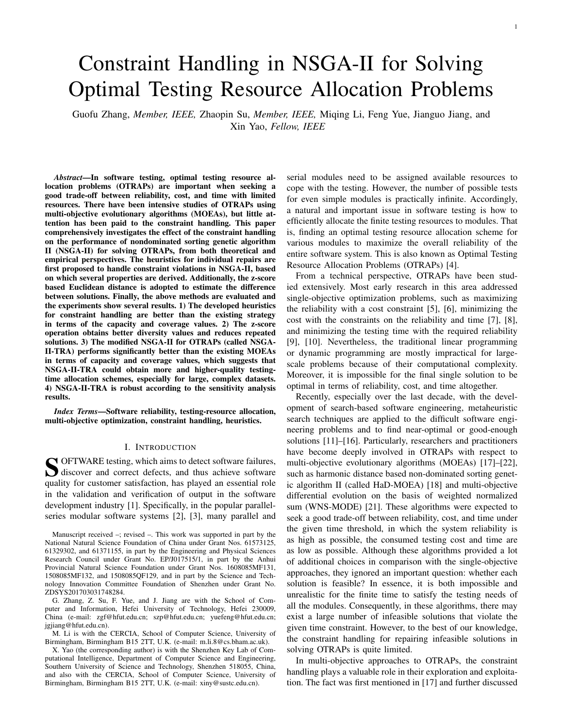# Constraint Handling in NSGA-II for Solving Optimal Testing Resource Allocation Problems

Guofu Zhang, *Member, IEEE,* Zhaopin Su, *Member, IEEE,* Miqing Li, Feng Yue, Jianguo Jiang, and Xin Yao, *Fellow, IEEE*

***Abstract*—In software testing, optimal testing resource allocation problems (OTRAPs) are important when seeking a good trade-off between reliability, cost, and time with limited resources. There have been intensive studies of OTRAPs using multi-objective evolutionary algorithms (MOEAs), but little attention has been paid to the constraint handling. This paper comprehensively investigates the effect of the constraint handling on the performance of nondominated sorting genetic algorithm II (NSGA-II) for solving OTRAPs, from both theoretical and empirical perspectives. The heuristics for individual repairs are first proposed to handle constraint violations in NSGA-II, based on which several properties are derived. Additionally, the z-score based Euclidean distance is adopted to estimate the difference between solutions. Finally, the above methods are evaluated and the experiments show several results. 1) The developed heuristics for constraint handling are better than the existing strategy in terms of the capacity and coverage values. 2) The z-score operation obtains better diversity values and reduces repeated solutions. 3) The modified NSGA-II for OTRAPs (called NSGA-II-TRA) performs significantly better than the existing MOEAs in terms of capacity and coverage values, which suggests that NSGA-II-TRA could obtain more and higher-quality testing-time allocation schemes, especially for large, complex datasets. 4) NSGA-II-TRA is robust according to the sensitivity analysis results.**

***Index Terms*—Software reliability, testing-resource allocation, multi-objective optimization, constraint handling, heuristics.**

## I. Introduction

SOFTWARE testing, which aims to detect software failures, discover and correct defects, and thus achieve software quality for customer satisfaction, has played an essential role in the validation and verification of output in the software development industry [1]. Specifically, in the popular parallel-series modular software systems [2], [3], many parallel and serial modules need to be assigned available resources to cope with the testing. However, the number of possible tests for even simple modules is practically infinite. Accordingly, a natural and important issue in software testing is how to efficiently allocate the finite testing resources to modules. That is, finding an optimal testing resource allocation scheme for various modules to maximize the overall reliability of the entire software system. This is also known as Optimal Testing Resource Allocation Problems (OTRAPs) [4].

From a technical perspective, OTRAPs have been studied extensively. Most early research in this area addressed single-objective optimization problems, such as maximizing the reliability with a cost constraint [5], [6], minimizing the cost with the constraints on the reliability and time [7], [8], and minimizing the testing time with the required reliability [9], [10]. Nevertheless, the traditional linear programming or dynamic programming are mostly impractical for large-scale problems because of their computational complexity. Moreover, it is impossible for the final single solution to be optimal in terms of reliability, cost, and time altogether.

Recently, especially over the last decade, with the development of search-based software engineering, metaheuristic search techniques are applied to the difficult software engineering problems and to find near-optimal or good-enough solutions [11]–[16]. Particularly, researchers and practitioners have become deeply involved in OTRAPs with respect to multi-objective evolutionary algorithms (MOEAs) [17]–[22], such as harmonic distance based non-dominated sorting genetic algorithm II (called HaD-MOEA) [18] and multi-objective differential evolution on the basis of weighted normalized sum (WNS-MODE) [21]. These algorithms were expected to seek a good trade-off between reliability, cost, and time under the given time threshold, in which the system reliability is as high as possible, the consumed testing cost and time are as low as possible. Although these algorithms provided a lot of additional choices in comparison with the single-objective approaches, they ignored an important question: whether each solution is feasible? In essence, it is both impossible and unrealistic for the finite time to satisfy the testing needs of all the modules. Consequently, in these algorithms, there may exist a large number of infeasible solutions that violate the given time constraint. However, to the best of our knowledge, the constraint handling for repairing infeasible solutions in solving OTRAPs is quite limited.

In multi-objective approaches to OTRAPs, the constraint handling plays a valuable role in their exploration and exploitation. The fact was first mentioned in [17] and further discussed

Manuscript received –; revised –. This work was supported in part by the National Natural Science Foundation of China under Grant Nos. 61573125, 61329302, and 61371155, in part by the Engineering and Physical Sciences Research Council under Grant No. EP/J017515/1, in part by the Anhui Provincial Natural Science Foundation under Grant Nos. 1608085MF131, 1508085MF132, and 1508085QF129, and in part by the Science and Technology Innovation Committee Foundation of Shenzhen under Grant No. ZDSYS201703031748284.

G. Zhang, Z. Su, F. Yue, and J. Jiang are with the School of Computer and Information, Hefei University of Technology, Hefei 230009, China (e-mail: zgf@hfut.edu.cn; szp@hfut.edu.cn; yuefeng@hfut.edu.cn; jgjiang@hfut.edu.cn).

M. Li is with the CERCIA, School of Computer Science, University of Birmingham, Birmingham B15 2TT, U.K. (e-mail: m.li.8@cs.bham.ac.uk).

X. Yao (the corresponding author) is with the Shenzhen Key Lab of Computational Intelligence, Department of Computer Science and Engineering, Southern University of Science and Technology, Shenzhen 518055, China, and also with the CERCIA, School of Computer Science, University of Birmingham, Birmingham B15 2TT, U.K. (e-mail: xiny@sustc.edu.cn).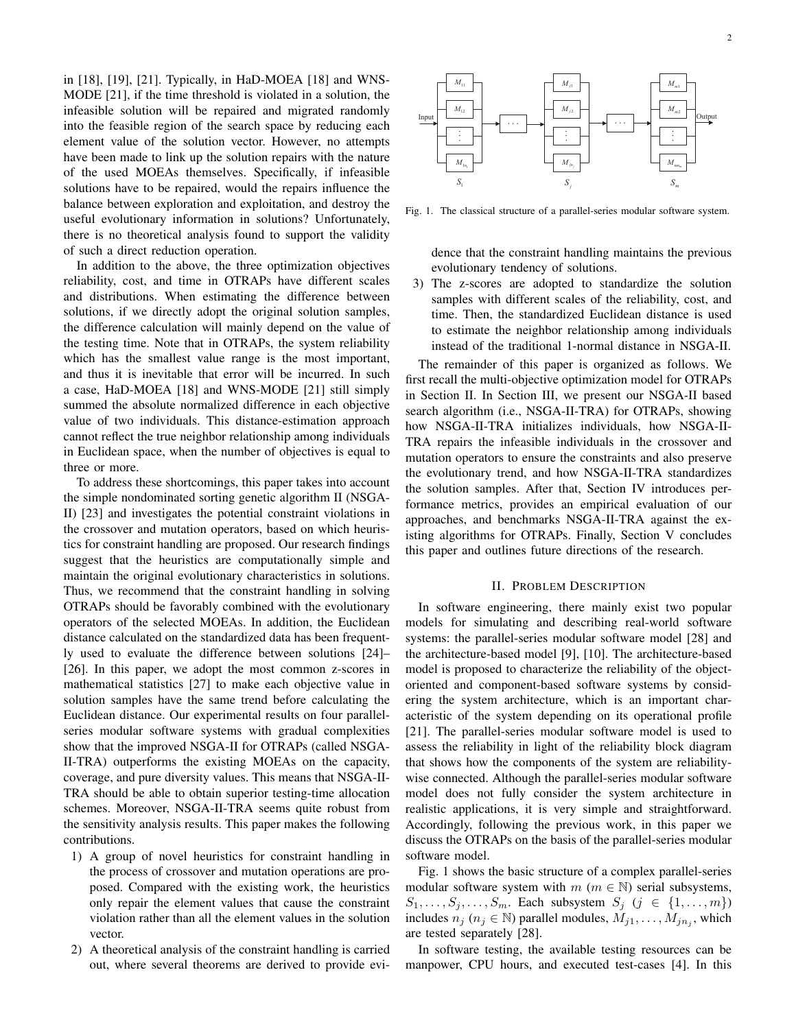in [18], [19], [21]. Typically, in HaD-MOEA [18] and WNS-MODE [21], if the time threshold is violated in a solution, the infeasible solution will be repaired and migrated randomly into the feasible region of the search space by reducing each element value of the solution vector. However, no attempts have been made to link up the solution repairs with the nature of the used MOEAs themselves. Specifically, if infeasible solutions have to be repaired, would the repairs influence the balance between exploration and exploitation, and destroy the useful evolutionary information in solutions? Unfortunately, there is no theoretical analysis found to support the validity of such a direct reduction operation.

In addition to the above, the three optimization objectives reliability, cost, and time in OTRAPs have different scales and distributions. When estimating the difference between solutions, if we directly adopt the original solution samples, the difference calculation will mainly depend on the value of the testing time. Note that in OTRAPs, the system reliability which has the smallest value range is the most important, and thus it is inevitable that error will be incurred. In such a case, HaD-MOEA [18] and WNS-MODE [21] still simply summed the absolute normalized difference in each objective value of two individuals. This distance-estimation approach cannot reflect the true neighbor relationship among individuals in Euclidean space, when the number of objectives is equal to three or more.

To address these shortcomings, this paper takes into account the simple nondominated sorting genetic algorithm II (NSGA-II) [23] and investigates the potential constraint violations in the crossover and mutation operators, based on which heuristics for constraint handling are proposed. Our research findings suggest that the heuristics are computationally simple and maintain the original evolutionary characteristics in solutions. Thus, we recommend that the constraint handling in solving OTRAPs should be favorably combined with the evolutionary operators of the selected MOEAs. In addition, the Euclidean distance calculated on the standardized data has been frequently used to evaluate the difference between solutions [24]–[26]. In this paper, we adopt the most common z-scores in mathematical statistics [27] to make each objective value in solution samples have the same trend before calculating the Euclidean distance. Our experimental results on four parallel-series modular software systems with gradual complexities show that the improved NSGA-II for OTRAPs (called NSGA-II-TRA) outperforms the existing MOEAs on the capacity, coverage, and pure diversity values. This means that NSGA-II-TRA should be able to obtain superior testing-time allocation schemes. Moreover, NSGA-II-TRA seems quite robust from the sensitivity analysis results. This paper makes the following contributions.

1) A group of novel heuristics for constraint handling in the process of crossover and mutation operations are proposed. Compared with the existing work, the heuristics only repair the element values that cause the constraint violation rather than all the element values in the solution vector.
2) A theoretical analysis of the constraint handling is carried out, where several theorems are derived to provide evidence that the constraint handling maintains the previous evolutionary tendency of solutions.
3) The z-scores are adopted to standardize the solution samples with different scales of the reliability, cost, and time. Then, the standardized Euclidean distance is used to estimate the neighbor relationship among individuals instead of the traditional 1-normal distance in NSGA-II.

Input

$M_{11}$ $M_{12}$ $M_{1n_1}$ $S_1$

$M_{j1}$ $M_{j2}$ $M_{jn_j}$ $S_j$

$M_{m1}$ $M_{m2}$ $M_{mn_m}$ $S_m$

Output

Fig. 1. The classical structure of a parallel-series modular software system.

The remainder of this paper is organized as follows. We first recall the multi-objective optimization model for OTRAPs in Section II. In Section III, we present our NSGA-II based search algorithm (i.e., NSGA-II-TRA) for OTRAPs, showing how NSGA-II-TRA initializes individuals, how NSGA-II-TRA repairs the infeasible individuals in the crossover and mutation operators to ensure the constraints and also preserve the evolutionary trend, and how NSGA-II-TRA standardizes the solution samples. After that, Section IV introduces performance metrics, provides an empirical evaluation of our approaches, and benchmarks NSGA-II-TRA against the existing algorithms for OTRAPs. Finally, Section V concludes this paper and outlines future directions of the research.

## II. Problem Description

In software engineering, there mainly exist two popular models for simulating and describing real-world software systems: the parallel-series modular software model [28] and the architecture-based model [9], [10]. The architecture-based model is proposed to characterize the reliability of the object-oriented and component-based software systems by considering the system architecture, which is an important characteristic of the system depending on its operational profile [21]. The parallel-series modular software model is used to assess the reliability in light of the reliability block diagram that shows how the components of the system are reliability-wise connected. Although the parallel-series modular software model does not fully consider the system architecture in realistic applications, it is very simple and straightforward. Accordingly, following the previous work, in this paper we discuss the OTRAPs on the basis of the parallel-series modular software model.

Fig. 1 shows the basic structure of a complex parallel-series modular software system with $m$ ($m \in \mathbb{N}$) serial subsystems, $S_1, \ldots, S_j, \ldots, S_m$. Each subsystem $S_j$ ($j \in \{1, \ldots, m\}$) includes $n_j$ ($n_j \in \mathbb{N}$) parallel modules, $M_{j1}, \ldots, M_{jn_j}$, which are tested separately [28].

In software testing, the available testing resources can be manpower, CPU hours, and executed test-cases [4]. In this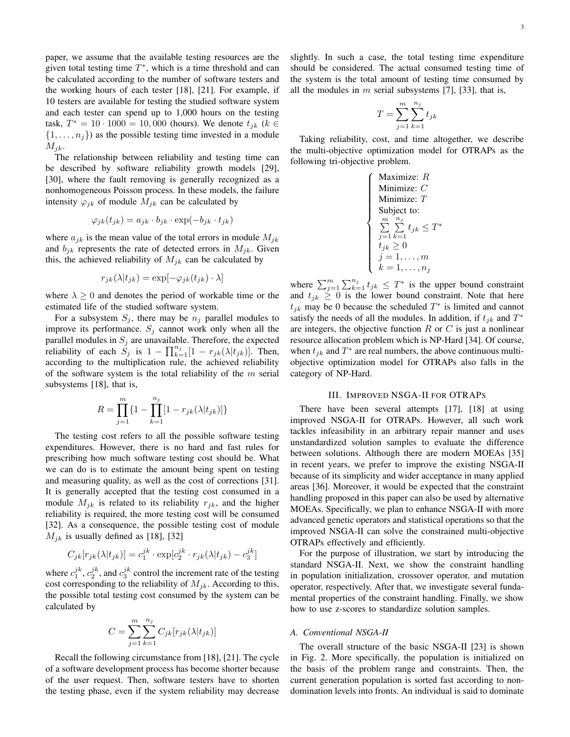paper, we assume that the available testing resources are the given total testing time $T^*$, which is a time threshold and can be calculated according to the number of software testers and the working hours of each tester [18], [21]. For example, if 10 testers are available for testing the studied software system and each tester can spend up to 1,000 hours on the testing task, $T^* = 10 \cdot 1000 = 10,000$ (hours). We denote $t_{jk}$ ($k \in \{1, \ldots, n_j\}$) as the possible testing time invested in a module $M_{jk}$.

The relationship between reliability and testing time can be described by software reliability growth models [29], [30], where the fault removing is generally recognized as a nonhomogeneous Poisson process. In these models, the failure intensity $\varphi_{jk}$ of module $M_{jk}$ can be calculated by

$$\varphi_{jk}(t_{jk}) = a_{jk} \cdot b_{jk} \cdot \exp(-b_{jk} \cdot t_{jk})$$

where $a_{jk}$ is the mean value of the total errors in module $M_{jk}$ and $b_{jk}$ represents the rate of detected errors in $M_{jk}$. Given this, the achieved reliability of $M_{jk}$ can be calculated by

$$r_{jk}(\lambda | t_{jk}) = \exp[-\varphi_{jk}(t_{jk}) \cdot \lambda]$$

where $\lambda \geq 0$ and denotes the period of workable time or the estimated life of the studied software system.

For a subsystem $S_j$, there may be $n_j$ parallel modules to improve its performance. $S_j$ cannot work only when all the parallel modules in $S_j$ are unavailable. Therefore, the expected reliability of each $S_j$ is $1 - \prod_{k=1}^{n_j}[1 - r_{jk}(\lambda | t_{jk})]$. Then, according to the multiplication rule, the achieved reliability of the software system is the total reliability of the $m$ serial subsystems [18], that is,

$$R = \prod_{j=1}^{m} \{1 - \prod_{k=1}^{n_j} [1 - r_{jk}(\lambda | t_{jk})]\}$$

The testing cost refers to all the possible software testing expenditures. However, there is no hard and fast rules for prescribing how much software testing cost should be. What we can do is to estimate the amount being spent on testing and measuring quality, as well as the cost of corrections [31]. It is generally accepted that the testing cost consumed in a module $M_{jk}$ is related to its reliability $r_{jk}$, and the higher reliability is required, the more testing cost will be consumed [32]. As a consequence, the possible testing cost of module $M_{jk}$ is usually defined as [18], [32]

$$C_{jk}[r_{jk}(\lambda | t_{jk})] = c_1^{jk} \cdot \exp[c_2^{jk} \cdot r_{jk}(\lambda | t_{jk}) - c_3^{jk}]$$

where $c_1^{jk}$, $c_2^{jk}$, and $c_3^{jk}$ control the increment rate of the testing cost corresponding to the reliability of $M_{jk}$. According to this, the possible total testing cost consumed by the system can be calculated by

$$C = \sum_{j=1}^{m} \sum_{k=1}^{n_j} C_{jk}[r_{jk}(\lambda | t_{jk})]$$

Recall the following circumstance from [18], [21]. The cycle of a software development process has become shorter because of the user request. Then, software testers have to shorten the testing phase, even if the system reliability may decrease slightly. In such a case, the total testing time expenditure should be considered. The actual consumed testing time of the system is the total amount of testing time consumed by all the modules in $m$ serial subsystems [7], [33], that is,

$$T = \sum_{j=1}^{m} \sum_{k=1}^{n_j} t_{jk}$$

Taking reliability, cost, and time altogether, we describe the multi-objective optimization model for OTRAPs as the following tri-objective problem.

$$\begin{cases} \text{Maximize: } R \\ \text{Minimize: } C \\ \text{Minimize: } T \\ \text{Subject to:} \\ \sum\limits_{j=1}^{m} \sum\limits_{k=1}^{n_j} t_{jk} \leq T^* \\ t_{jk} \geq 0 \\ j = 1, \ldots, m \\ k = 1, \ldots, n_j \end{cases}$$

where $\sum_{j=1}^{m} \sum_{k=1}^{n_j} t_{jk} \leq T^*$ is the upper bound constraint and $t_{jk} \geq 0$ is the lower bound constraint. Note that here $t_{jk}$ may be 0 because the scheduled $T^*$ is limited and cannot satisfy the needs of all the modules. In addition, if $t_{jk}$ and $T^*$ are integers, the objective function $R$ or $C$ is just a nonlinear resource allocation problem which is NP-Hard [34]. Of course, when $t_{jk}$ and $T^*$ are real numbers, the above continuous multi-objective optimization model for OTRAPs also falls in the category of NP-Hard.

## III. Improved NSGA-II for OTRAPs

There have been several attempts [17], [18] at using improved NSGA-II for OTRAPs. However, all such work tackles infeasibility in an arbitrary repair manner and uses unstandardized solution samples to evaluate the difference between solutions. Although there are modern MOEAs [35] in recent years, we prefer to improve the existing NSGA-II because of its simplicity and wider acceptance in many applied areas [36]. Moreover, it would be expected that the constraint handling proposed in this paper can also be used by alternative MOEAs. Specifically, we plan to enhance NSGA-II with more advanced genetic operators and statistical operations so that the improved NSGA-II can solve the constrained multi-objective OTRAPs effectively and efficiently.

For the purpose of illustration, we start by introducing the standard NSGA-II. Next, we show the constraint handling in population initialization, crossover operator, and mutation operator, respectively. After that, we investigate several fundamental properties of the constraint handling. Finally, we show how to use z-scores to standardize solution samples.

### A. Conventional NSGA-II

The overall structure of the basic NSGA-II [23] is shown in Fig. 2. More specifically, the population is initialized on the basis of the problem range and constraints. Then, the current generation population is sorted fast according to non-domination levels into fronts. An individual is said to dominate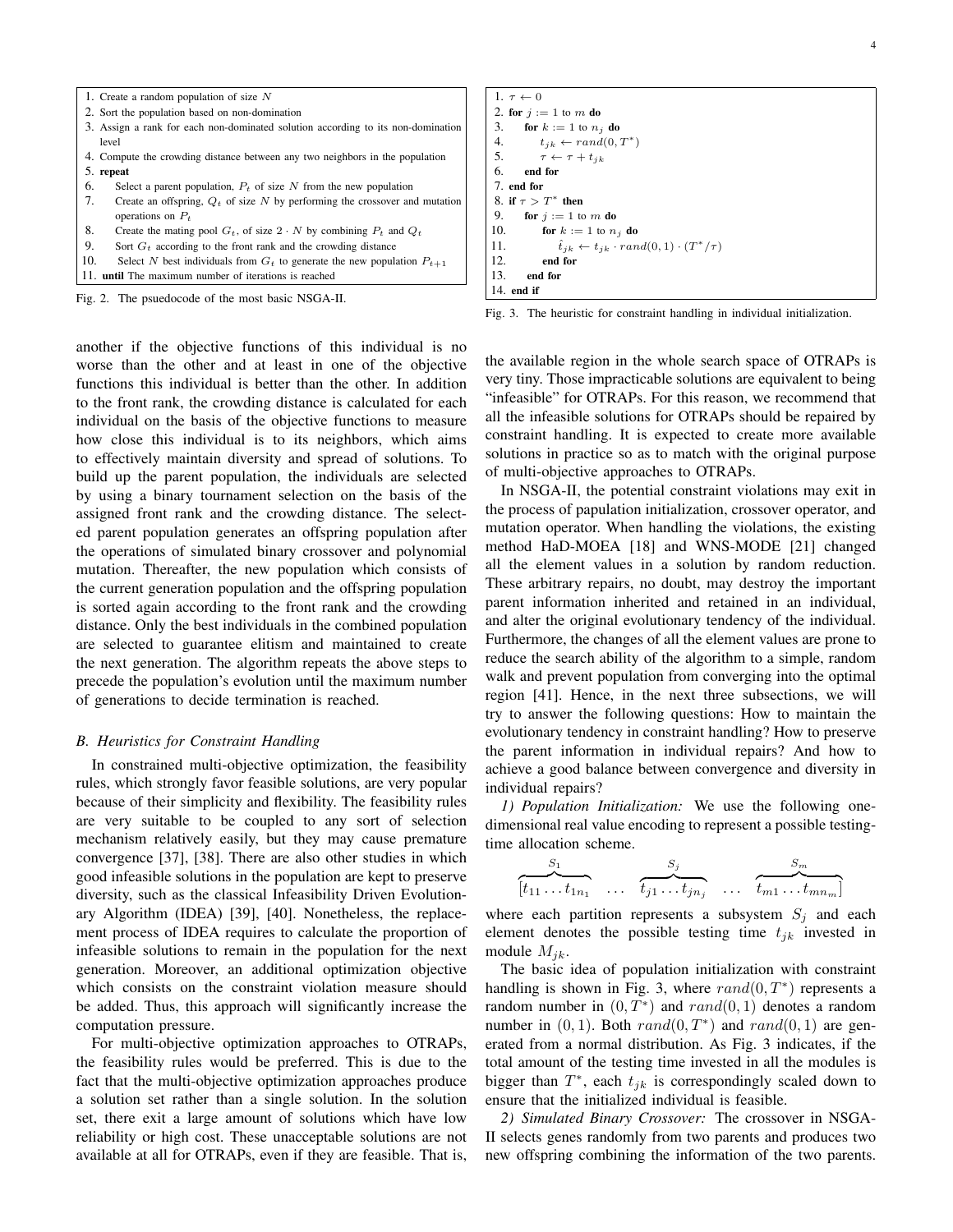```
1. Create a random population of size N
2. Sort the population based on non-domination
3. Assign a rank for each non-dominated solution according to its non-domination
   level
4. Compute the crowding distance between any two neighbors in the population
5. repeat
6.    Select a parent population, P_t of size N from the new population
7.    Create an offspring, Q_t of size N by performing the crossover and mutation
      operations on P_t
8.    Create the mating pool G_t, of size 2 · N by combining P_t and Q_t
9.    Sort G_t according to the front rank and the crowding distance
10.   Select N best individuals from G_t to generate the new population P_{t+1}
11. until The maximum number of iterations is reached
```

Fig. 2. The psuedocode of the most basic NSGA-II.

another if the objective functions of this individual is no worse than the other and at least in one of the objective functions this individual is better than the other. In addition to the front rank, the crowding distance is calculated for each individual on the basis of the objective functions to measure how close this individual is to its neighbors, which aims to effectively maintain diversity and spread of solutions. To build up the parent population, the individuals are selected by using a binary tournament selection on the basis of the assigned front rank and the crowding distance. The selected parent population generates an offspring population after the operations of simulated binary crossover and polynomial mutation. Thereafter, the new population which consists of the current generation population and the offspring population is sorted again according to the front rank and the crowding distance. Only the best individuals in the combined population are selected to guarantee elitism and maintained to create the next generation. The algorithm repeats the above steps to precede the population's evolution until the maximum number of generations to decide termination is reached.

### *B. Heuristics for Constraint Handling*

In constrained multi-objective optimization, the feasibility rules, which strongly favor feasible solutions, are very popular because of their simplicity and flexibility. The feasibility rules are very suitable to be coupled to any sort of selection mechanism relatively easily, but they may cause premature convergence [37], [38]. There are also other studies in which good infeasible solutions in the population are kept to preserve diversity, such as the classical Infeasibility Driven Evolutionary Algorithm (IDEA) [39], [40]. Nonetheless, the replacement process of IDEA requires to calculate the proportion of infeasible solutions to remain in the population for the next generation. Moreover, an additional optimization objective which consists on the constraint violation measure should be added. Thus, this approach will significantly increase the computation pressure.

For multi-objective optimization approaches to OTRAPs, the feasibility rules would be preferred. This is due to the fact that the multi-objective optimization approaches produce a solution set rather than a single solution. In the solution set, there exit a large amount of solutions which have low reliability or high cost. These unacceptable solutions are not available at all for OTRAPs, even if they are feasible. That is, the available region in the whole search space of OTRAPs is very tiny. Those impracticable solutions are equivalent to being "infeasible" for OTRAPs. For this reason, we recommend that all the infeasible solutions for OTRAPs should be repaired by constraint handling. It is expected to create more available solutions in practice so as to match with the original purpose of multi-objective approaches to OTRAPs.

```
1. τ ← 0
2. for j := 1 to m do
3.    for k := 1 to n_j do
4.       t_jk ← rand(0, T*)
5.       τ ← τ + t_jk
6.    end for
7. end for
8. if τ > T* then
9.    for j := 1 to m do
10.      for k := 1 to n_j do
11.         t̂_jk ← t_jk · rand(0, 1) · (T*/τ)
12.      end for
13.   end for
14. end if
```

Fig. 3. The heuristic for constraint handling in individual initialization.

In NSGA-II, the potential constraint violations may exit in the process of population initialization, crossover operator, and mutation operator. When handling the violations, the existing method HaD-MOEA [18] and WNS-MODE [21] changed all the element values in a solution by random reduction. These arbitrary repairs, no doubt, may destroy the important parent information inherited and retained in an individual, and alter the original evolutionary tendency of the individual. Furthermore, the changes of all the element values are prone to reduce the search ability of the algorithm to a simple, random walk and prevent population from converging into the optimal region [41]. Hence, in the next three subsections, we will try to answer the following questions: How to maintain the evolutionary tendency in constraint handling? How to preserve the parent information in individual repairs? And how to achieve a good balance between convergence and diversity in individual repairs?

*1) Population Initialization:* We use the following one-dimensional real value encoding to represent a possible testing-time allocation scheme.

$$\overbrace{[t_{11}\dots t_{1n_1}}^{S_1}\quad\dots\quad\overbrace{t_{j1}\dots t_{jn_j}}^{S_j}\quad\dots\quad\overbrace{t_{m1}\dots t_{mn_m}]}^{S_m}$$

where each partition represents a subsystem $S_j$ and each element denotes the possible testing time $t_{jk}$ invested in module $M_{jk}$.

The basic idea of population initialization with constraint handling is shown in Fig. 3, where $rand(0, T^*)$ represents a random number in $(0, T^*)$ and $rand(0, 1)$ denotes a random number in $(0, 1)$. Both $rand(0, T^*)$ and $rand(0, 1)$ are generated from a normal distribution. As Fig. 3 indicates, if the total amount of the testing time invested in all the modules is bigger than $T^*$, each $t_{jk}$ is correspondingly scaled down to ensure that the initialized individual is feasible.

*2) Simulated Binary Crossover:* The crossover in NSGA-II selects genes randomly from two parents and produces two new offspring combining the information of the two parents.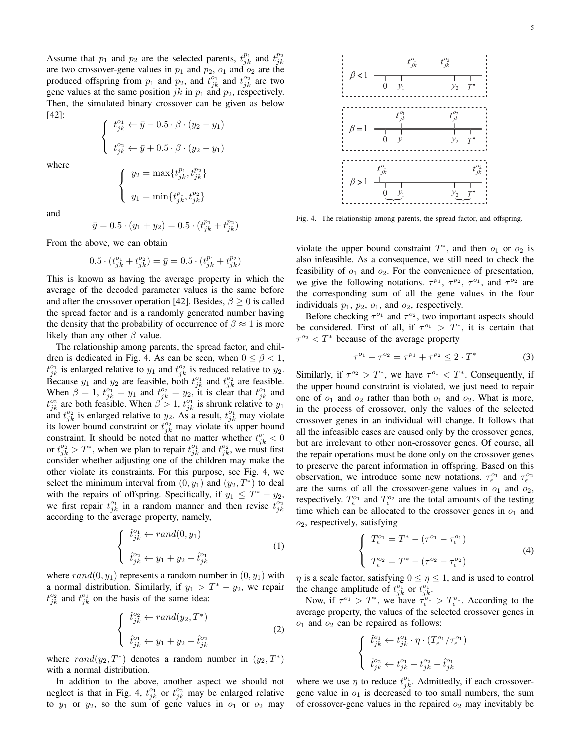Assume that $p_1$ and $p_2$ are the selected parents, $t_{jk}^{p_1}$ and $t_{jk}^{p_2}$ are two crossover-gene values in $p_1$ and $p_2$, $o_1$ and $o_2$ are the produced offspring from $p_1$ and $p_2$, and $t_{jk}^{o_1}$ and $t_{jk}^{o_2}$ are two gene values at the same position $jk$ in $p_1$ and $p_2$, respectively. Then, the simulated binary crossover can be given as below [42]:

$$
\begin{cases}
t_{jk}^{o_1} \leftarrow \bar{y} - 0.5 \cdot \beta \cdot (y_2 - y_1) \\
t_{jk}^{o_2} \leftarrow \bar{y} + 0.5 \cdot \beta \cdot (y_2 - y_1)
\end{cases}
$$

where

$$
\begin{cases}
y_2 = \max\{t_{jk}^{p_1}, t_{jk}^{p_2}\} \\
y_1 = \min\{t_{jk}^{p_1}, t_{jk}^{p_2}\}
\end{cases}
$$

and

$$
\bar{y} = 0.5 \cdot (y_1 + y_2) = 0.5 \cdot (t_{jk}^{p_1} + t_{jk}^{p_2})
$$

From the above, we can obtain

$$
0.5 \cdot (t_{jk}^{o_1} + t_{jk}^{o_2}) = \bar{y} = 0.5 \cdot (t_{jk}^{p_1} + t_{jk}^{p_2})
$$

This is known as having the average property in which the average of the decoded parameter values is the same before and after the crossover operation [42]. Besides, $\beta \geq 0$ is called the spread factor and is a randomly generated number having the density that the probability of occurrence of $\beta \approx 1$ is more likely than any other $\beta$ value.

The relationship among parents, the spread factor, and children is dedicated in Fig. 4. As can be seen, when $0 \leq \beta < 1$, $t_{jk}^{o_1}$ is enlarged relative to $y_1$ and $t_{jk}^{o_2}$ is reduced relative to $y_2$. Because $y_1$ and $y_2$ are feasible, both $t_{jk}^{o_1}$ and $t_{jk}^{o_2}$ are feasible. When $\beta = 1$, $t_{jk}^{o_1} = y_1$ and $t_{jk}^{o_2} = y_2$, it is clear that $t_{jk}^{o_1}$ and $t_{jk}^{o_2}$ are both feasible. When $\beta > 1$, $t_{jk}^{o_1}$ is shrunk relative to $y_1$ and $t_{jk}^{o_2}$ is enlarged relative to $y_2$. As a result, $t_{jk}^{o_1}$ may violate its lower bound constraint or $t_{jk}^{o_2}$ may violate its upper bound constraint. It should be noted that no matter whether $t_{jk}^{o_1} < 0$ or $t_{jk}^{o_2} > T^*$, when we plan to repair $t_{jk}^{o_1}$ and $t_{jk}^{o_2}$, we must first consider whether adjusting one of the children may make the other violate its constraints. For this purpose, see Fig. 4, we select the minimum interval from $(0, y_1)$ and $(y_2, T^*)$ to deal with the repairs of offspring. Specifically, if $y_1 \leq T^* - y_2$, we first repair $t_{jk}^{o_1}$ in a random manner and then revise $t_{jk}^{o_2}$ according to the average property, namely,

$$
\begin{cases}
\hat{t}_{jk}^{o_1} \leftarrow rand(0, y_1) \\
\hat{t}_{jk}^{o_2} \leftarrow y_1 + y_2 - \hat{t}_{jk}^{o_1}
\end{cases} \tag{1}
$$

where $rand(0, y_1)$ represents a random number in $(0, y_1)$ with a normal distribution. Similarly, if $y_1 > T^* - y_2$, we repair $t_{jk}^{o_2}$ and $t_{jk}^{o_1}$ on the basis of the same idea:

$$
\begin{cases}
\hat{t}_{jk}^{o_2} \leftarrow rand(y_2, T^*) \\
\hat{t}_{jk}^{o_1} \leftarrow y_1 + y_2 - \hat{t}_{jk}^{o_2}
\end{cases} \tag{2}
$$

where $rand(y_2, T^*)$ denotes a random number in $(y_2, T^*)$ with a normal distribution.

In addition to the above, another aspect we should not neglect is that in Fig. 4, $t_{jk}^{o_1}$ or $t_{jk}^{o_2}$ may be enlarged relative to $y_1$ or $y_2$, so the sum of gene values in $o_1$ or $o_2$ may violate the upper bound constraint $T^*$, and then $o_1$ or $o_2$ is also infeasible. As a consequence, we still need to check the feasibility of $o_1$ and $o_2$. For the convenience of presentation, we give the following notations. $\tau^{p_1}$, $\tau^{p_2}$, $\tau^{o_1}$, and $\tau^{o_2}$ are the corresponding sum of all the gene values in the four individuals $p_1$, $p_2$, $o_1$, and $o_2$, respectively.

Fig. 4. The relationship among parents, the spread factor, and offspring.

Before checking $\tau^{o_1}$ and $\tau^{o_2}$, two important aspects should be considered. First of all, if $\tau^{o_1} > T^*$, it is certain that $\tau^{o_2} < T^*$ because of the average property

$$
\tau^{o_1} + \tau^{o_2} = \tau^{p_1} + \tau^{p_2} \leq 2 \cdot T^* \tag{3}
$$

Similarly, if $\tau^{o_2} > T^*$, we have $\tau^{o_1} < T^*$. Consequently, if the upper bound constraint is violated, we just need to repair one of $o_1$ and $o_2$ rather than both $o_1$ and $o_2$. What is more, in the process of crossover, only the values of the selected crossover genes in an individual will change. It follows that all the infeasible cases are caused only by the crossover genes, but are irrelevant to other non-crossover genes. Of course, all the repair operations must be done only on the crossover genes to preserve the parent information in offspring. Based on this observation, we introduce some new notations. $\tau_\epsilon^{o_1}$ and $\tau_\epsilon^{o_2}$ are the sums of all the crossover-gene values in $o_1$ and $o_2$, respectively. $T_\epsilon^{o_1}$ and $T_\epsilon^{o_2}$ are the total amounts of the testing time which can be allocated to the crossover genes in $o_1$ and $o_2$, respectively, satisfying

$$
\begin{cases}
T_\epsilon^{o_1} = T^* - (\tau^{o_1} - \tau_\epsilon^{o_1}) \\
T_\epsilon^{o_2} = T^* - (\tau^{o_2} - \tau_\epsilon^{o_2})
\end{cases} \tag{4}
$$

$\eta$ is a scale factor, satisfying $0 \leq \eta \leq 1$, and is used to control the change amplitude of $t_{jk}^{o_1}$ or $t_{jk}^{o_1}$.

Now, if $\tau^{o_1} > T^*$, we have $\tau_\epsilon^{o_1} > T_\epsilon^{o_1}$. According to the average property, the values of the selected crossover genes in $o_1$ and $o_2$ can be repaired as follows:

$$
\begin{cases}
\hat{t}_{jk}^{o_1} \leftarrow t_{jk}^{o_1} \cdot \eta \cdot (T_\epsilon^{o_1} / \tau_\epsilon^{o_1}) \\
\hat{t}_{jk}^{o_2} \leftarrow t_{jk}^{o_1} + t_{jk}^{o_2} - \hat{t}_{jk}^{o_1}
\end{cases}
$$

where we use $\eta$ to reduce $t_{jk}^{o_1}$. Admittedly, if each crossover-gene value in $o_1$ is decreased to too small numbers, the sum of crossover-gene values in the repaired $o_2$ may inevitably be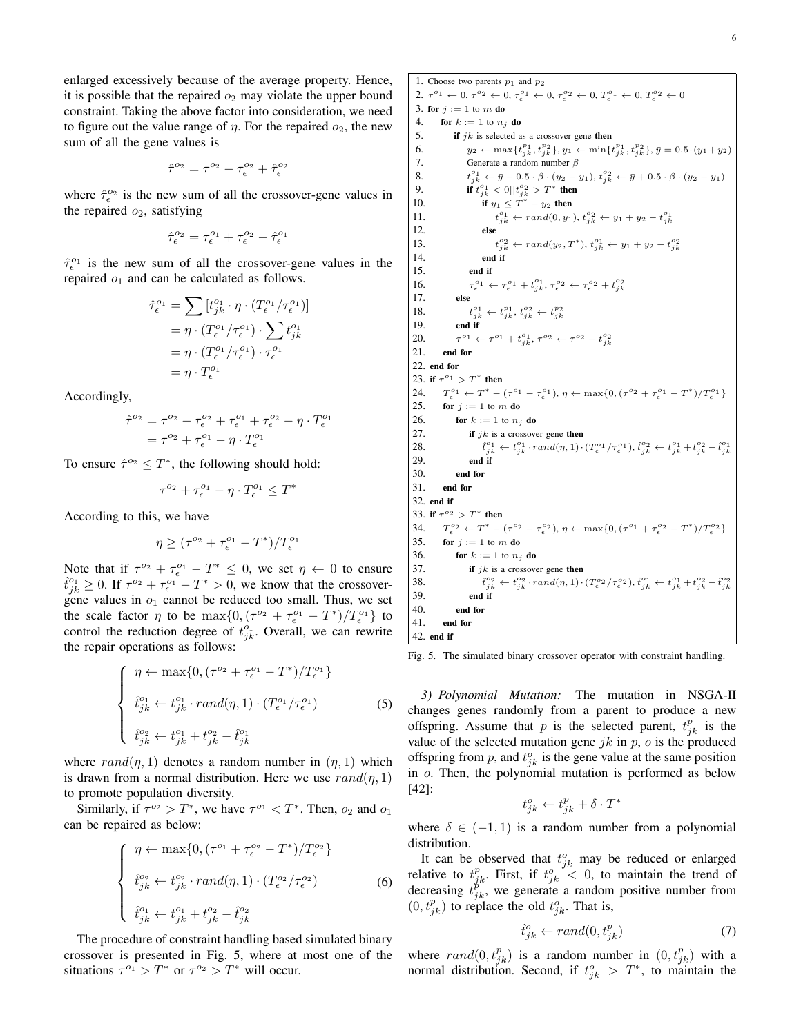enlarged excessively because of the average property. Hence, it is possible that the repaired $o_2$ may violate the upper bound constraint. Taking the above factor into consideration, we need to figure out the value range of $\eta$. For the repaired $o_2$, the new sum of all the gene values is

$$\hat{\tau}^{o_2} = \tau^{o_2} - \tau_{\epsilon}^{o_2} + \hat{\tau}_{\epsilon}^{o_2}$$

where $\hat{\tau}_{\epsilon}^{o_2}$ is the new sum of all the crossover-gene values in the repaired $o_2$, satisfying

$$\hat{\tau}_{\epsilon}^{o_2} = \tau_{\epsilon}^{o_1} + \tau_{\epsilon}^{o_2} - \hat{\tau}_{\epsilon}^{o_1}$$

$\hat{\tau}_{\epsilon}^{o_1}$ is the new sum of all the crossover-gene values in the repaired $o_1$ and can be calculated as follows.

$$\begin{aligned}
\hat{\tau}_{\epsilon}^{o_1} &= \sum [t_{jk}^{o_1} \cdot \eta \cdot (T_{\epsilon}^{o_1}/\tau_{\epsilon}^{o_1})] \\
&= \eta \cdot (T_{\epsilon}^{o_1}/\tau_{\epsilon}^{o_1}) \cdot \sum t_{jk}^{o_1} \\
&= \eta \cdot (T_{\epsilon}^{o_1}/\tau_{\epsilon}^{o_1}) \cdot \tau_{\epsilon}^{o_1} \\
&= \eta \cdot T_{\epsilon}^{o_1}
\end{aligned}$$

Accordingly,

$$\begin{aligned}
\hat{\tau}^{o_2} &= \tau^{o_2} - \tau_{\epsilon}^{o_2} + \tau_{\epsilon}^{o_1} + \tau_{\epsilon}^{o_2} - \eta \cdot T_{\epsilon}^{o_1} \\
&= \tau^{o_2} + \tau_{\epsilon}^{o_1} - \eta \cdot T_{\epsilon}^{o_1}
\end{aligned}$$

To ensure $\hat{\tau}^{o_2} \leq T^*$, the following should hold:

$$\tau^{o_2} + \tau_{\epsilon}^{o_1} - \eta \cdot T_{\epsilon}^{o_1} \leq T^*$$

According to this, we have

$$\eta \geq (\tau^{o_2} + \tau_{\epsilon}^{o_1} - T^*)/T_{\epsilon}^{o_1}$$

Note that if $\tau^{o_2} + \tau_{\epsilon}^{o_1} - T^* \leq 0$, we set $\eta \leftarrow 0$ to ensure $\hat{t}_{jk}^{o_1} \geq 0$. If $\tau^{o_2} + \tau_{\epsilon}^{o_1} - T^* > 0$, we know that the crossover-gene values in $o_1$ cannot be reduced too small. Thus, we set the scale factor $\eta$ to be $\max\{0, (\tau^{o_2} + \tau_{\epsilon}^{o_1} - T^*)/T_{\epsilon}^{o_1}\}$ to control the reduction degree of $t_{jk}^{o_1}$. Overall, we can rewrite the repair operations as follows:

$$\begin{cases}
\eta \leftarrow \max\{0, (\tau^{o_2} + \tau_{\epsilon}^{o_1} - T^*)/T_{\epsilon}^{o_1}\} \\
\hat{t}_{jk}^{o_1} \leftarrow t_{jk}^{o_1} \cdot rand(\eta, 1) \cdot (T_{\epsilon}^{o_1}/\tau_{\epsilon}^{o_1}) \\
\hat{t}_{jk}^{o_2} \leftarrow t_{jk}^{o_1} + t_{jk}^{o_2} - \hat{t}_{jk}^{o_1}
\end{cases} \tag{5}$$

where $rand(\eta, 1)$ denotes a random number in $(\eta, 1)$ which is drawn from a normal distribution. Here we use $rand(\eta, 1)$ to promote population diversity.

Similarly, if $\tau^{o_2} > T^*$, we have $\tau^{o_1} < T^*$. Then, $o_2$ and $o_1$ can be repaired as below:

$$\begin{cases}
\eta \leftarrow \max\{0, (\tau^{o_1} + \tau_{\epsilon}^{o_2} - T^*)/T_{\epsilon}^{o_2}\} \\
\hat{t}_{jk}^{o_2} \leftarrow t_{jk}^{o_2} \cdot rand(\eta, 1) \cdot (T_{\epsilon}^{o_2}/\tau_{\epsilon}^{o_2}) \\
\hat{t}_{jk}^{o_1} \leftarrow t_{jk}^{o_1} + t_{jk}^{o_2} - \hat{t}_{jk}^{o_2}
\end{cases} \tag{6}$$

The procedure of constraint handling based simulated binary crossover is presented in Fig. 5, where at most one of the situations $\tau^{o_1} > T^*$ or $\tau^{o_2} > T^*$ will occur.

```
1. Choose two parents p1 and p2
2. τ^{o1} ← 0, τ^{o2} ← 0, τ_ε^{o1} ← 0, τ_ε^{o2} ← 0, T_ε^{o1} ← 0, T_ε^{o2} ← 0
3. for j := 1 to m do
4.     for k := 1 to n_j do
5.         if jk is selected as a crossover gene then
6.             y2 ← max{t_jk^{p1}, t_jk^{p2}}, y1 ← min{t_jk^{p1}, t_jk^{p2}}, ȳ = 0.5·(y1 + y2)
7.             Generate a random number β
8.             t_jk^{o1} ← ȳ − 0.5·β·(y2 − y1), t_jk^{o2} ← ȳ + 0.5·β·(y2 − y1)
9.             if t_jk^{o1} < 0 || t_jk^{o2} > T* then
10.                if y1 ≤ T* − y2 then
11.                    t_jk^{o1} ← rand(0, y1), t_jk^{o2} ← y1 + y2 − t_jk^{o1}
12.                else
13.                    t_jk^{o2} ← rand(y2, T*), t_jk^{o1} ← y1 + y2 − t_jk^{o2}
14.                end if
15.            end if
16.            τ_ε^{o1} ← τ_ε^{o1} + t_jk^{o1}, τ_ε^{o2} ← τ_ε^{o2} + t_jk^{o2}
17.        else
18.            t_jk^{o1} ← t_jk^{p1}, t_jk^{o2} ← t_jk^{p2}
19.        end if
20.        τ^{o1} ← τ^{o1} + t_jk^{o1}, τ^{o2} ← τ^{o2} + t_jk^{o2}
21.    end for
22. end for
23. if τ^{o1} > T* then
24.    T_ε^{o1} ← T* − (τ^{o1} − τ_ε^{o1}), η ← max{0, (τ^{o2} + τ_ε^{o1} − T*)/T_ε^{o1}}
25.    for j := 1 to m do
26.        for k := 1 to n_j do
27.            if jk is a crossover gene then
28.                t̂_jk^{o1} ← t_jk^{o1}·rand(η, 1)·(T_ε^{o1}/τ_ε^{o1}), t̂_jk^{o2} ← t_jk^{o1} + t_jk^{o2} − t̂_jk^{o1}
29.            end if
30.        end for
31.    end for
32. end if
33. if τ^{o2} > T* then
34.    T_ε^{o2} ← T* − (τ^{o2} − τ_ε^{o2}), η ← max{0, (τ^{o1} + τ_ε^{o2} − T*)/T_ε^{o2}}
35.    for j := 1 to m do
36.        for k := 1 to n_j do
37.            if jk is a crossover gene then
38.                t̂_jk^{o2} ← t_jk^{o2}·rand(η, 1)·(T_ε^{o2}/τ_ε^{o2}), t̂_jk^{o1} ← t_jk^{o1} + t_jk^{o2} − t̂_jk^{o2}
39.            end if
40.        end for
41.    end for
42. end if
```

Fig. 5. The simulated binary crossover operator with constraint handling.

*3) Polynomial Mutation:* The mutation in NSGA-II changes genes randomly from a parent to produce a new offspring. Assume that $p$ is the selected parent, $t_{jk}^{p}$ is the value of the selected mutation gene $jk$ in $p$, $o$ is the produced offspring from $p$, and $t_{jk}^{o}$ is the gene value at the same position in $o$. Then, the polynomial mutation is performed as below [42]:

$$t_{jk}^{o} \leftarrow t_{jk}^{p} + \delta \cdot T^*$$

where $\delta \in (-1, 1)$ is a random number from a polynomial distribution.

It can be observed that $t_{jk}^{o}$ may be reduced or enlarged relative to $t_{jk}^{p}$. First, if $t_{jk}^{o} < 0$, to maintain the trend of decreasing $t_{jk}^{p}$, we generate a random positive number from $(0, t_{jk}^{p})$ to replace the old $t_{jk}^{o}$. That is,

$$\hat{t}_{jk}^{o} \leftarrow rand(0, t_{jk}^{p}) \tag{7}$$

where $rand(0, t_{jk}^{p})$ is a random number in $(0, t_{jk}^{p})$ with a normal distribution. Second, if $t_{jk}^{o} > T^*$, to maintain the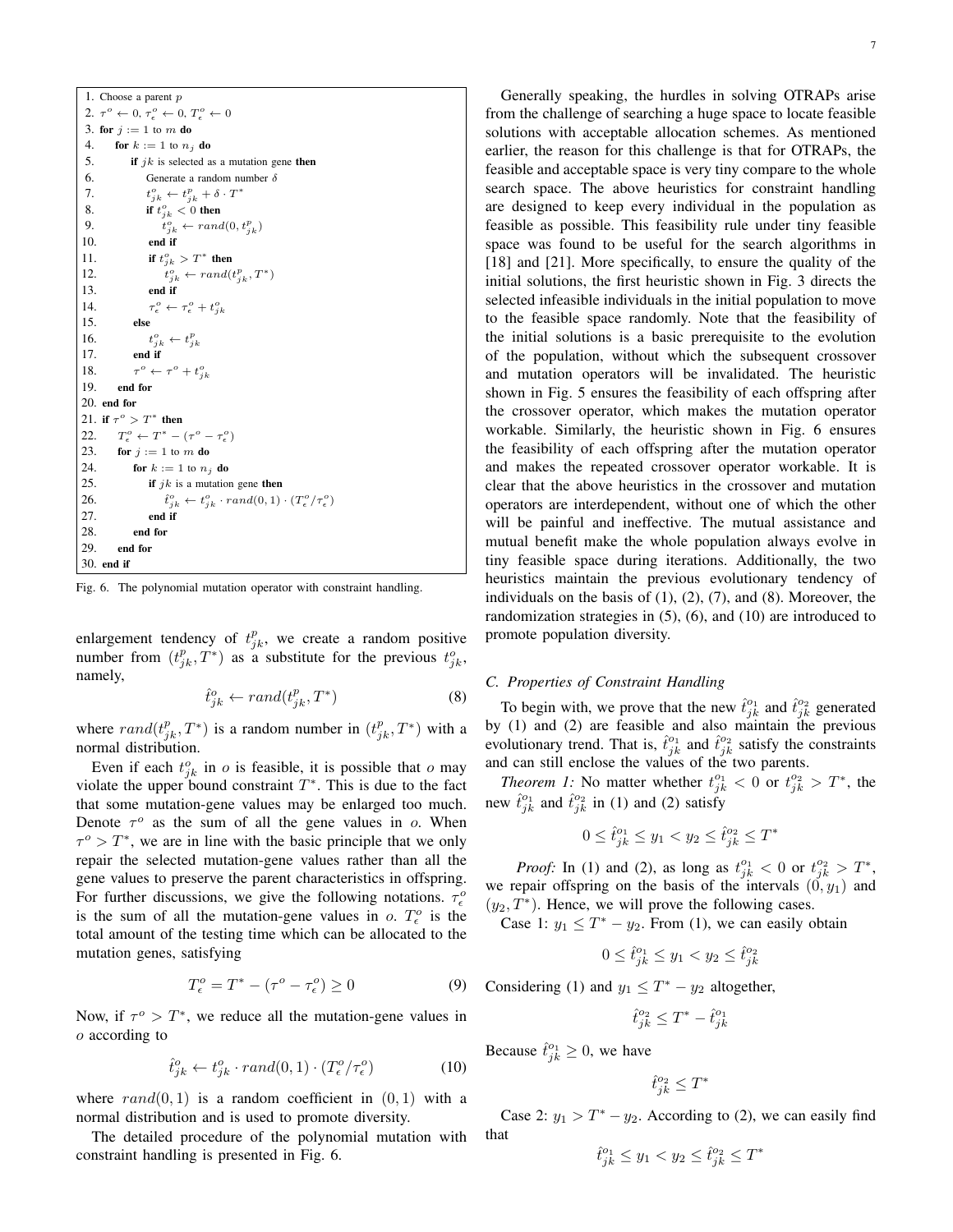```
1. Choose a parent p
2. τ^o ← 0, τ^o_ε ← 0, T^o_ε ← 0
3. for j := 1 to m do
4.     for k := 1 to n_j do
5.         if jk is selected as a mutation gene then
6.             Generate a random number δ
7.             t^o_jk ← t^p_jk + δ · T*
8.             if t^o_jk < 0 then
9.                 t^o_jk ← rand(0, t^p_jk)
10.            end if
11.            if t^o_jk > T* then
12.                t^o_jk ← rand(t^p_jk, T*)
13.            end if
14.            τ^o_ε ← τ^o_ε + t^o_jk
15.        else
16.            t^o_jk ← t^p_jk
17.        end if
18.        τ^o ← τ^o + t^o_jk
19.    end for
20. end for
21. if τ^o > T* then
22.     T^o_ε ← T* − (τ^o − τ^o_ε)
23.     for j := 1 to m do
24.         for k := 1 to n_j do
25.             if jk is a mutation gene then
26.                 t̂^o_jk ← t^o_jk · rand(0, 1) · (T^o_ε/τ^o_ε)
27.             end if
28.         end for
29.     end for
30. end if
```

Fig. 6. The polynomial mutation operator with constraint handling.

enlargement tendency of $t^p_{jk}$, we create a random positive number from $(t^p_{jk}, T^*)$ as a substitute for the previous $t^o_{jk}$, namely,

$$\hat{t}^o_{jk} \leftarrow rand(t^p_{jk}, T^*) \tag{8}$$

where $rand(t^p_{jk}, T^*)$ is a random number in $(t^p_{jk}, T^*)$ with a normal distribution.

Even if each $t^o_{jk}$ in $o$ is feasible, it is possible that $o$ may violate the upper bound constraint $T^*$. This is due to the fact that some mutation-gene values may be enlarged too much. Denote $\tau^o$ as the sum of all the gene values in $o$. When $\tau^o > T^*$, we are in line with the basic principle that we only repair the selected mutation-gene values rather than all the gene values to preserve the parent characteristics in offspring. For further discussions, we give the following notations. $\tau^o_\epsilon$ is the sum of all the mutation-gene values in $o$. $T^o_\epsilon$ is the total amount of the testing time which can be allocated to the mutation genes, satisfying

$$T^o_\epsilon = T^* - (\tau^o - \tau^o_\epsilon) \geq 0 \tag{9}$$

Now, if $\tau^o > T^*$, we reduce all the mutation-gene values in $o$ according to

$$\hat{t}^o_{jk} \leftarrow t^o_{jk} \cdot rand(0, 1) \cdot (T^o_\epsilon / \tau^o_\epsilon) \tag{10}$$

where $rand(0, 1)$ is a random coefficient in $(0, 1)$ with a normal distribution and is used to promote diversity.

The detailed procedure of the polynomial mutation with constraint handling is presented in Fig. 6.

Generally speaking, the hurdles in solving OTRAPs arise from the challenge of searching a huge space to locate feasible solutions with acceptable allocation schemes. As mentioned earlier, the reason for this challenge is that for OTRAPs, the feasible and acceptable space is very tiny compare to the whole search space. The above heuristics for constraint handling are designed to keep every individual in the population as feasible as possible. This feasibility rule under tiny feasible space was found to be useful for the search algorithms in [18] and [21]. More specifically, to ensure the quality of the initial solutions, the first heuristic shown in Fig. 3 directs the selected infeasible individuals in the initial population to move to the feasible space randomly. Note that the feasibility of the initial solutions is a basic prerequisite to the evolution of the population, without which the subsequent crossover and mutation operators will be invalidated. The heuristic shown in Fig. 5 ensures the feasibility of each offspring after the crossover operator, which makes the mutation operator workable. Similarly, the heuristic shown in Fig. 6 ensures the feasibility of each offspring after the mutation operator and makes the repeated crossover operator workable. It is clear that the above heuristics in the crossover and mutation operators are interdependent, without one of which the other will be painful and ineffective. The mutual assistance and mutual benefit make the whole population always evolve in tiny feasible space during iterations. Additionally, the two heuristics maintain the previous evolutionary tendency of individuals on the basis of (1), (2), (7), and (8). Moreover, the randomization strategies in (5), (6), and (10) are introduced to promote population diversity.

### C. Properties of Constraint Handling

To begin with, we prove that the new $\hat{t}^{o_1}_{jk}$ and $\hat{t}^{o_2}_{jk}$ generated by (1) and (2) are feasible and also maintain the previous evolutionary trend. That is, $\hat{t}^{o_1}_{jk}$ and $\hat{t}^{o_2}_{jk}$ satisfy the constraints and can still enclose the values of the two parents.

*Theorem 1:* No matter whether $t^{o_1}_{jk} < 0$ or $t^{o_2}_{jk} > T^*$, the new $\hat{t}^{o_1}_{jk}$ and $\hat{t}^{o_2}_{jk}$ in (1) and (2) satisfy

$$0 \leq \hat{t}^{o_1}_{jk} \leq y_1 < y_2 \leq \hat{t}^{o_2}_{jk} \leq T^*$$

*Proof:* In (1) and (2), as long as $t^{o_1}_{jk} < 0$ or $t^{o_2}_{jk} > T^*$, we repair offspring on the basis of the intervals $(0, y_1)$ and $(y_2, T^*)$. Hence, we will prove the following cases.

Case 1: $y_1 \leq T^* - y_2$. From (1), we can easily obtain

$$0 \leq \hat{t}^{o_1}_{jk} \leq y_1 < y_2 \leq \hat{t}^{o_2}_{jk}$$

Considering (1) and $y_1 \leq T^* - y_2$ altogether,

$$\hat{t}^{o_2}_{jk} \leq T^* - \hat{t}^{o_1}_{jk}$$

Because $\hat{t}^{o_1}_{jk} \geq 0$, we have

$$\hat{t}^{o_2}_{jk} \leq T^*$$

Case 2: $y_1 > T^* - y_2$. According to (2), we can easily find that

$$\hat{t}^{o_1}_{jk} \leq y_1 < y_2 \leq \hat{t}^{o_2}_{jk} \leq T^*$$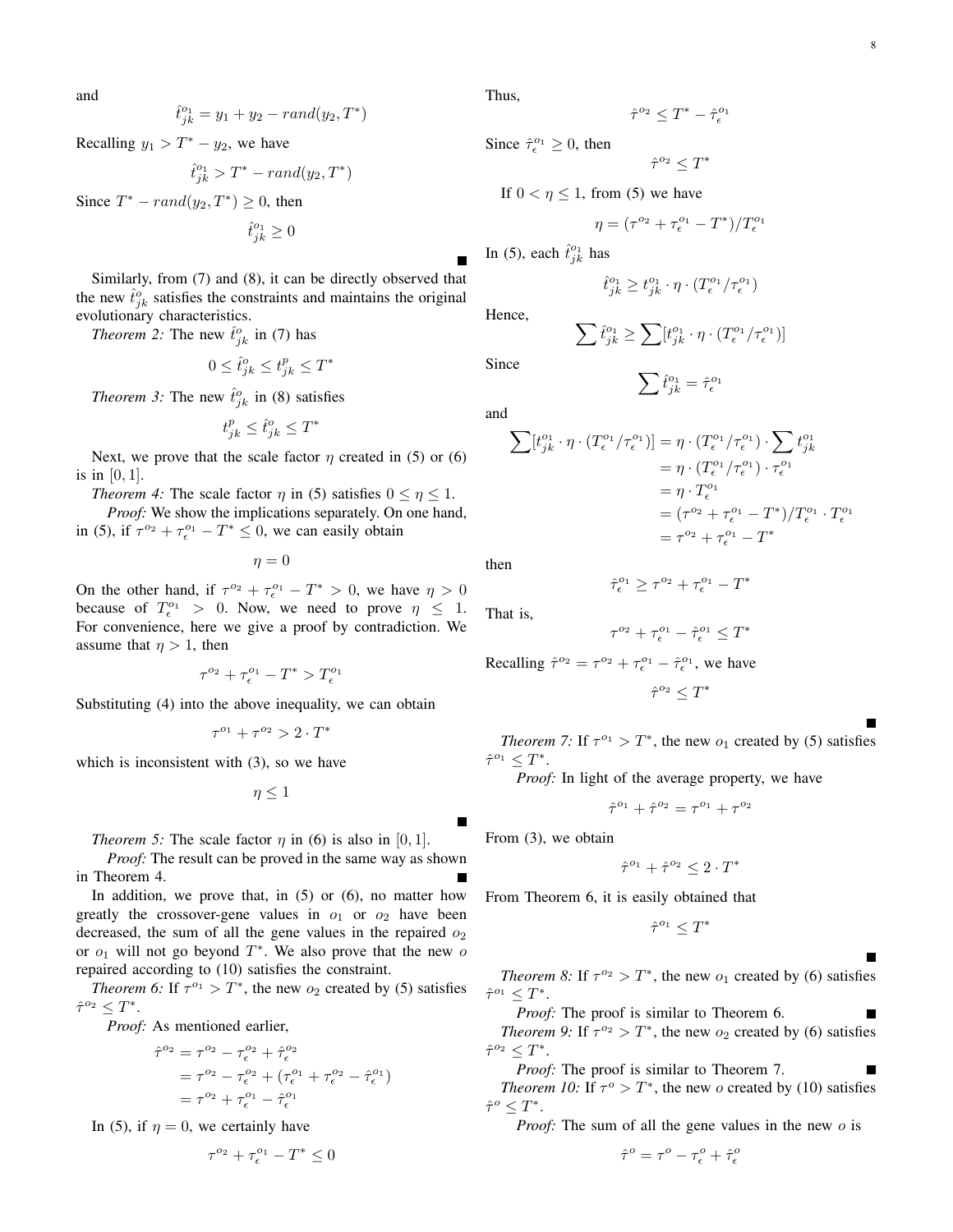and

$$\hat{t}_{jk}^{o_1} = y_1 + y_2 - rand(y_2, T^*)$$

Recalling $y_1 > T^* - y_2$, we have

$$\hat{t}_{jk}^{o_1} > T^* - rand(y_2, T^*)$$

Since $T^* - rand(y_2, T^*) \geq 0$, then

$$\hat{t}_{jk}^{o_1} \geq 0$$

■

Similarly, from (7) and (8), it can be directly observed that the new $\hat{t}_{jk}^{o}$ satisfies the constraints and maintains the original evolutionary characteristics.

*Theorem 2:* The new $\hat{t}_{jk}^{o}$ in (7) has

$$0 \leq \hat{t}_{jk}^{o} \leq t_{jk}^{p} \leq T^*$$

*Theorem 3:* The new $\hat{t}_{jk}^{o}$ in (8) satisfies

$$t_{jk}^{p} \leq \hat{t}_{jk}^{o} \leq T^*$$

Next, we prove that the scale factor $\eta$ created in (5) or (6) is in $[0, 1]$.

*Theorem 4:* The scale factor $\eta$ in (5) satisfies $0 \leq \eta \leq 1$.

*Proof:* We show the implications separately. On one hand, in (5), if $\tau^{o_2} + \tau_{\epsilon}^{o_1} - T^* \leq 0$, we can easily obtain

$$\eta = 0$$

On the other hand, if $\tau^{o_2} + \tau_{\epsilon}^{o_1} - T^* > 0$, we have $\eta > 0$ because of $T_{\epsilon}^{o_1} > 0$. Now, we need to prove $\eta \leq 1$. For convenience, here we give a proof by contradiction. We assume that $\eta > 1$, then

$$\tau^{o_2} + \tau_{\epsilon}^{o_1} - T^* > T_{\epsilon}^{o_1}$$

Substituting (4) into the above inequality, we can obtain

$$\tau^{o_1} + \tau^{o_2} > 2 \cdot T^*$$

which is inconsistent with (3), so we have

$$\eta \leq 1$$

■

*Theorem 5:* The scale factor $\eta$ in (6) is also in $[0, 1]$.

*Proof:* The result can be proved in the same way as shown in Theorem 4. ■

In addition, we prove that, in (5) or (6), no matter how greatly the crossover-gene values in $o_1$ or $o_2$ have been decreased, the sum of all the gene values in the repaired $o_2$ or $o_1$ will not go beyond $T^*$. We also prove that the new $o$ repaired according to (10) satisfies the constraint.

*Theorem 6:* If $\tau^{o_1} > T^*$, the new $o_2$ created by (5) satisfies $\hat{\tau}^{o_2} \leq T^*$.

*Proof:* As mentioned earlier,

$$\begin{aligned}
\hat{\tau}^{o_2} &= \tau^{o_2} - \tau_{\epsilon}^{o_2} + \hat{\tau}_{\epsilon}^{o_2} \\
&= \tau^{o_2} - \tau_{\epsilon}^{o_2} + (\tau_{\epsilon}^{o_1} + \tau_{\epsilon}^{o_2} - \hat{\tau}_{\epsilon}^{o_1}) \\
&= \tau^{o_2} + \tau_{\epsilon}^{o_1} - \hat{\tau}_{\epsilon}^{o_1}
\end{aligned}$$

In (5), if $\eta = 0$, we certainly have

$$\tau^{o_2} + \tau_{\epsilon}^{o_1} - T^* \leq 0$$

Thus,

$$\hat{\tau}^{o_2} \leq T^* - \hat{\tau}_{\epsilon}^{o_1}$$

Since $\hat{\tau}_{\epsilon}^{o_1} \geq 0$, then

$$\hat{\tau}^{o_2} \leq T^*$$

If $0 < \eta \leq 1$, from (5) we have

$$\eta = (\tau^{o_2} + \tau_{\epsilon}^{o_1} - T^*)/T_{\epsilon}^{o_1}$$

In (5), each $\hat{t}_{jk}^{o_1}$ has

$$\hat{t}_{jk}^{o_1} \geq t_{jk}^{o_1} \cdot \eta \cdot (T_{\epsilon}^{o_1}/\tau_{\epsilon}^{o_1})$$

Hence,

$$\sum \hat{t}_{jk}^{o_1} \geq \sum [t_{jk}^{o_1} \cdot \eta \cdot (T_{\epsilon}^{o_1}/\tau_{\epsilon}^{o_1})]$$

Since

$$\sum \hat{t}_{jk}^{o_1} = \hat{\tau}_{\epsilon}^{o_1}$$

and

$$\begin{aligned}
\sum [t_{jk}^{o_1} \cdot \eta \cdot (T_{\epsilon}^{o_1}/\tau_{\epsilon}^{o_1})] &= \eta \cdot (T_{\epsilon}^{o_1}/\tau_{\epsilon}^{o_1}) \cdot \sum t_{jk}^{o_1} \\
&= \eta \cdot (T_{\epsilon}^{o_1}/\tau_{\epsilon}^{o_1}) \cdot \tau_{\epsilon}^{o_1} \\
&= \eta \cdot T_{\epsilon}^{o_1} \\
&= (\tau^{o_2} + \tau_{\epsilon}^{o_1} - T^*)/T_{\epsilon}^{o_1} \cdot T_{\epsilon}^{o_1} \\
&= \tau^{o_2} + \tau_{\epsilon}^{o_1} - T^*
\end{aligned}$$

then

$$\hat{\tau}_{\epsilon}^{o_1} \geq \tau^{o_2} + \tau_{\epsilon}^{o_1} - T^*$$

That is,

$$\tau^{o_2} + \tau_{\epsilon}^{o_1} - \hat{\tau}_{\epsilon}^{o_1} \leq T^*$$

Recalling $\hat{\tau}^{o_2} = \tau^{o_2} + \tau_{\epsilon}^{o_1} - \hat{\tau}_{\epsilon}^{o_1}$, we have

$$\hat{\tau}^{o_2} \leq T^*$$

■

*Theorem 7:* If $\tau^{o_1} > T^*$, the new $o_1$ created by (5) satisfies $\hat{\tau}^{o_1} \leq T^*$.

*Proof:* In light of the average property, we have

$$\hat{\tau}^{o_1} + \hat{\tau}^{o_2} = \tau^{o_1} + \tau^{o_2}$$

From (3), we obtain

$$\hat{\tau}^{o_1} + \hat{\tau}^{o_2} \leq 2 \cdot T^*$$

From Theorem 6, it is easily obtained that

$$\hat{\tau}^{o_1} \leq T^*$$

■

*Theorem 8:* If $\tau^{o_2} > T^*$, the new $o_1$ created by (6) satisfies $\hat{\tau}^{o_1} \leq T^*$.

*Proof:* The proof is similar to Theorem 6. ■

*Theorem 9:* If $\tau^{o_2} > T^*$, the new $o_2$ created by (6) satisfies $\hat{\tau}^{o_2} \leq T^*$.

*Proof:* The proof is similar to Theorem 7. ■

*Theorem 10:* If $\tau^{o} > T^*$, the new $o$ created by (10) satisfies $\hat{\tau}^{o} \leq T^*$.

*Proof:* The sum of all the gene values in the new $o$ is

$$\hat{\tau}^{o} = \tau^{o} - \tau_{\epsilon}^{o} + \hat{\tau}_{\epsilon}^{o}$$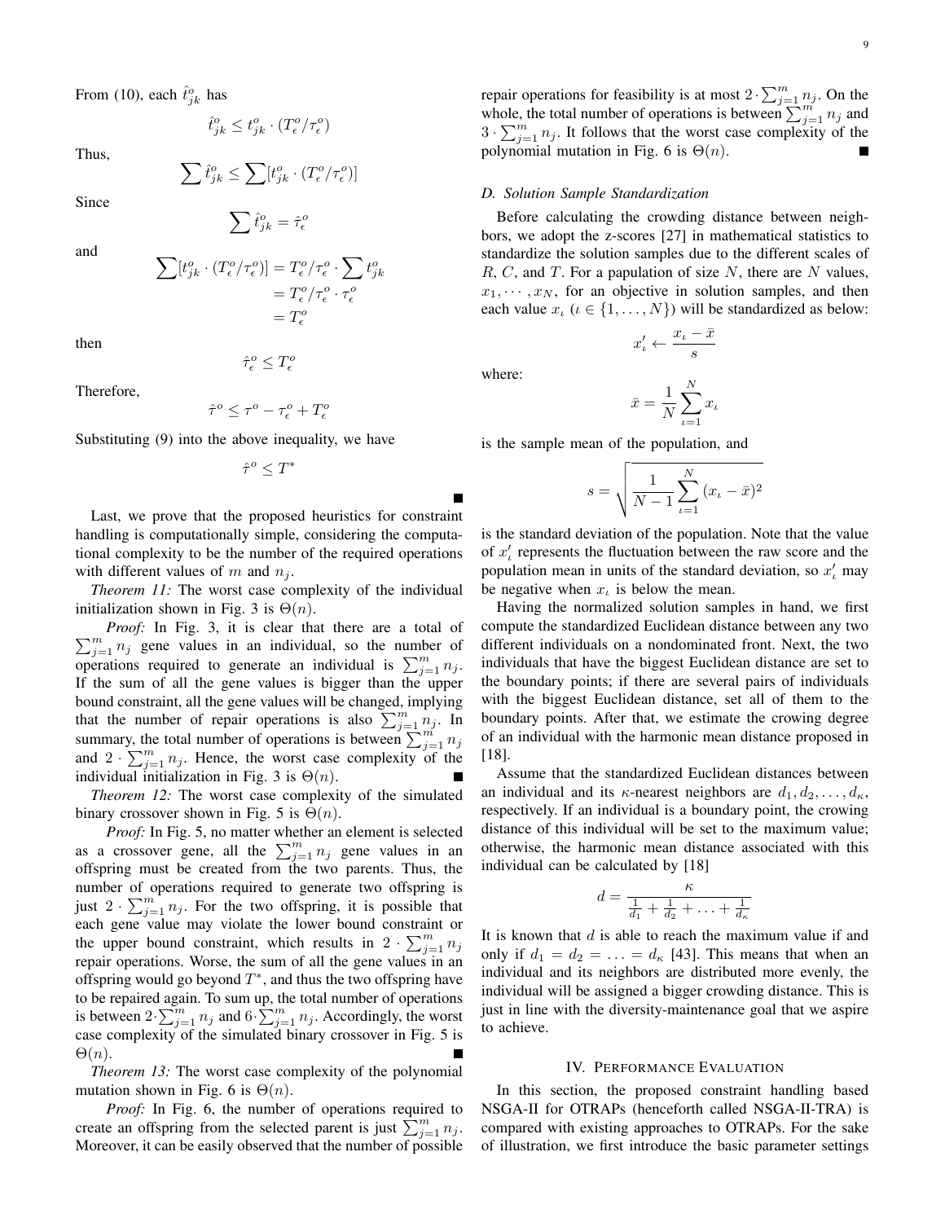From (10), each $\hat{t}^o_{jk}$ has

$$\hat{t}^o_{jk} \leq t^o_{jk} \cdot (T^o_\epsilon / \tau^o_\epsilon)$$

Thus,

$$\sum \hat{t}^o_{jk} \leq \sum [t^o_{jk} \cdot (T^o_\epsilon / \tau^o_\epsilon)]$$

Since

$$\sum \hat{t}^o_{jk} = \hat{\tau}^o_\epsilon$$

and

$$\begin{aligned}\sum [t^o_{jk} \cdot (T^o_\epsilon / \tau^o_\epsilon)] &= T^o_\epsilon / \tau^o_\epsilon \cdot \sum t^o_{jk} \\ &= T^o_\epsilon / \tau^o_\epsilon \cdot \tau^o_\epsilon \\ &= T^o_\epsilon\end{aligned}$$

then

$$\hat{\tau}^o_\epsilon \leq T^o_\epsilon$$

Therefore,

$$\hat{\tau}^o \leq \tau^o - \tau^o_\epsilon + T^o_\epsilon$$

Substituting (9) into the above inequality, we have

$$\hat{\tau}^o \leq T^*$$

■

Last, we prove that the proposed heuristics for constraint handling is computationally simple, considering the computational complexity to be the number of the required operations with different values of $m$ and $n_j$.

*Theorem 11:* The worst case complexity of the individual initialization shown in Fig. 3 is $\Theta(n)$.

*Proof:* In Fig. 3, it is clear that there are a total of $\sum_{j=1}^{m} n_j$ gene values in an individual, so the number of operations required to generate an individual is $\sum_{j=1}^{m} n_j$. If the sum of all the gene values is bigger than the upper bound constraint, all the gene values will be changed, implying that the number of repair operations is also $\sum_{j=1}^{m} n_j$. In summary, the total number of operations is between $\sum_{j=1}^{m} n_j$ and $2 \cdot \sum_{j=1}^{m} n_j$. Hence, the worst case complexity of the individual initialization in Fig. 3 is $\Theta(n)$. ■

*Theorem 12:* The worst case complexity of the simulated binary crossover shown in Fig. 5 is $\Theta(n)$.

*Proof:* In Fig. 5, no matter whether an element is selected as a crossover gene, all the $\sum_{j=1}^{m} n_j$ gene values in an offspring must be created from the two parents. Thus, the number of operations required to generate two offspring is just $2 \cdot \sum_{j=1}^{m} n_j$. For the two offspring, it is possible that each gene value may violate the lower bound constraint or the upper bound constraint, which results in $2 \cdot \sum_{j=1}^{m} n_j$ repair operations. Worse, the sum of all the gene values in an offspring would go beyond $T^*$, and thus the two offspring have to be repaired again. To sum up, the total number of operations is between $2 \cdot \sum_{j=1}^{m} n_j$ and $6 \cdot \sum_{j=1}^{m} n_j$. Accordingly, the worst case complexity of the simulated binary crossover in Fig. 5 is $\Theta(n)$. ■

*Theorem 13:* The worst case complexity of the polynomial mutation shown in Fig. 6 is $\Theta(n)$.

*Proof:* In Fig. 6, the number of operations required to create an offspring from the selected parent is just $\sum_{j=1}^{m} n_j$. Moreover, it can be easily observed that the number of possible repair operations for feasibility is at most $2 \cdot \sum_{j=1}^{m} n_j$. On the whole, the total number of operations is between $\sum_{j=1}^{m} n_j$ and $3 \cdot \sum_{j=1}^{m} n_j$. It follows that the worst case complexity of the polynomial mutation in Fig. 6 is $\Theta(n)$. ■

### D. Solution Sample Standardization

Before calculating the crowding distance between neighbors, we adopt the z-scores [27] in mathematical statistics to standardize the solution samples due to the different scales of $R$, $C$, and $T$. For a papulation of size $N$, there are $N$ values, $x_1, \cdots, x_N$, for an objective in solution samples, and then each value $x_\iota$ ($\iota \in \{1, \ldots, N\}$) will be standardized as below:

$$x'_\iota \leftarrow \frac{x_\iota - \bar{x}}{s}$$

where:

$$\bar{x} = \frac{1}{N} \sum_{\iota=1}^{N} x_\iota$$

is the sample mean of the population, and

$$s = \sqrt{\frac{1}{N-1} \sum_{\iota=1}^{N} (x_\iota - \bar{x})^2}$$

is the standard deviation of the population. Note that the value of $x'_\iota$ represents the fluctuation between the raw score and the population mean in units of the standard deviation, so $x'_\iota$ may be negative when $x_\iota$ is below the mean.

Having the normalized solution samples in hand, we first compute the standardized Euclidean distance between any two different individuals on a nondominated front. Next, the two individuals that have the biggest Euclidean distance are set to the boundary points; if there are several pairs of individuals with the biggest Euclidean distance, set all of them to the boundary points. After that, we estimate the crowing degree of an individual with the harmonic mean distance proposed in [18].

Assume that the standardized Euclidean distances between an individual and its $\kappa$-nearest neighbors are $d_1, d_2, \ldots, d_\kappa$, respectively. If an individual is a boundary point, the crowing distance of this individual will be set to the maximum value; otherwise, the harmonic mean distance associated with this individual can be calculated by [18]

$$d = \frac{\kappa}{\frac{1}{d_1} + \frac{1}{d_2} + \ldots + \frac{1}{d_\kappa}}$$

It is known that $d$ is able to reach the maximum value if and only if $d_1 = d_2 = \ldots = d_\kappa$ [43]. This means that when an individual and its neighbors are distributed more evenly, the individual will be assigned a bigger crowding distance. This is just in line with the diversity-maintenance goal that we aspire to achieve.

## IV. Performance Evaluation

In this section, the proposed constraint handling based NSGA-II for OTRAPs (henceforth called NSGA-II-TRA) is compared with existing approaches to OTRAPs. For the sake of illustration, we first introduce the basic parameter settings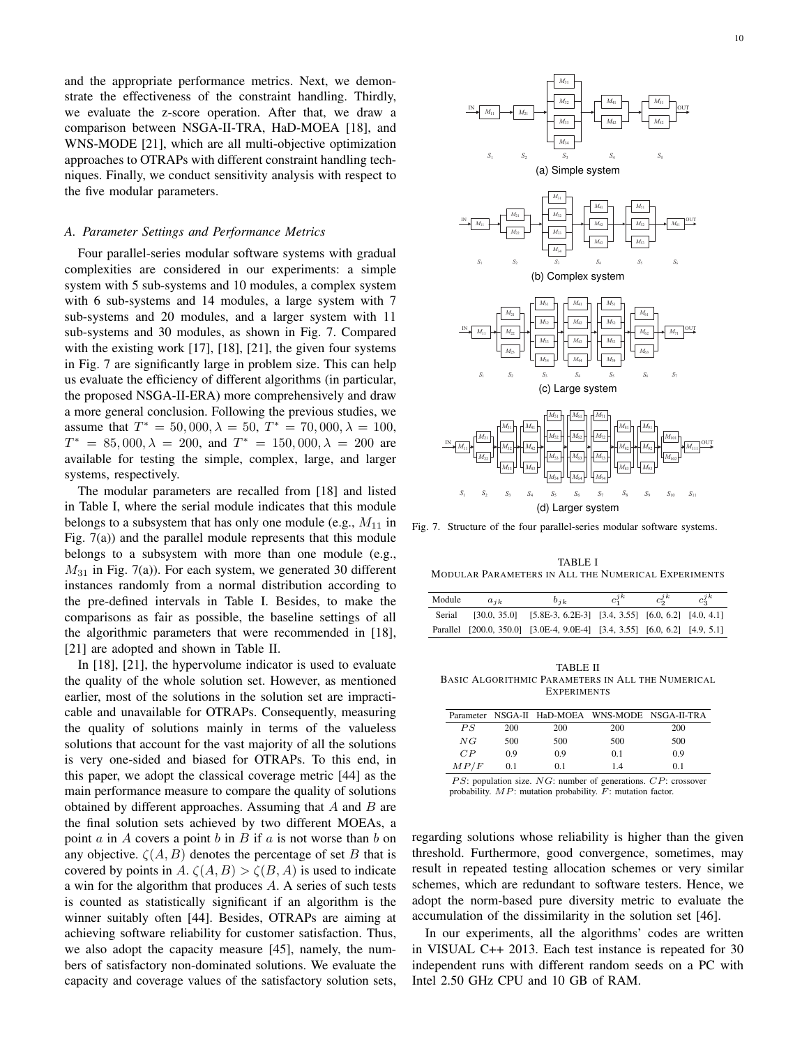and the appropriate performance metrics. Next, we demonstrate the effectiveness of the constraint handling. Thirdly, we evaluate the z-score operation. After that, we draw a comparison between NSGA-II-TRA, HaD-MOEA [18], and WNS-MODE [21], which are all multi-objective optimization approaches to OTRAPs with different constraint handling techniques. Finally, we conduct sensitivity analysis with respect to the five modular parameters.

### A. Parameter Settings and Performance Metrics

Four parallel-series modular software systems with gradual complexities are considered in our experiments: a simple system with 5 sub-systems and 10 modules, a complex system with 6 sub-systems and 14 modules, a large system with 7 sub-systems and 20 modules, and a larger system with 11 sub-systems and 30 modules, as shown in Fig. 7. Compared with the existing work [17], [18], [21], the given four systems in Fig. 7 are significantly large in problem size. This can help us evaluate the efficiency of different algorithms (in particular, the proposed NSGA-II-ERA) more comprehensively and draw a more general conclusion. Following the previous studies, we assume that $T^* = 50,000, \lambda = 50$, $T^* = 70,000, \lambda = 100$, $T^* = 85,000, \lambda = 200$, and $T^* = 150,000, \lambda = 200$ are available for testing the simple, complex, large, and larger systems, respectively.

The modular parameters are recalled from [18] and listed in Table I, where the serial module indicates that this module belongs to a subsystem that has only one module (e.g., $M_{11}$ in Fig. 7(a)) and the parallel module represents that this module belongs to a subsystem with more than one module (e.g., $M_{31}$ in Fig. 7(a)). For each system, we generated 30 different instances randomly from a normal distribution according to the pre-defined intervals in Table I. Besides, to make the comparisons as fair as possible, the baseline settings of all the algorithmic parameters that were recommended in [18], [21] are adopted and shown in Table II.

In [18], [21], the hypervolume indicator is used to evaluate the quality of the whole solution set. However, as mentioned earlier, most of the solutions in the solution set are impracticable and unavailable for OTRAPs. Consequently, measuring the quality of solutions mainly in terms of the valueless solutions that account for the vast majority of all the solutions is very one-sided and biased for OTRAPs. To this end, in this paper, we adopt the classical coverage metric [44] as the main performance measure to compare the quality of solutions obtained by different approaches. Assuming that $A$ and $B$ are the final solution sets achieved by two different MOEAs, a point $a$ in $A$ covers a point $b$ in $B$ if $a$ is not worse than $b$ on any objective. $\zeta(A, B)$ denotes the percentage of set $B$ that is covered by points in $A$. $\zeta(A, B) > \zeta(B, A)$ is used to indicate a win for the algorithm that produces $A$. A series of such tests is counted as statistically significant if an algorithm is the winner suitably often [44]. Besides, OTRAPs are aiming at achieving software reliability for customer satisfaction. Thus, we also adopt the capacity measure [45], namely, the numbers of satisfactory non-dominated solutions. We evaluate the capacity and coverage values of the satisfactory solution sets, regarding solutions whose reliability is higher than the given threshold. Furthermore, good convergence, sometimes, may result in repeated testing allocation schemes or very similar schemes, which are redundant to software testers. Hence, we adopt the norm-based pure diversity metric to evaluate the accumulation of the dissimilarity in the solution set [46].

In our experiments, all the algorithms' codes are written in VISUAL C++ 2013. Each test instance is repeated for 30 independent runs with different random seeds on a PC with Intel 2.50 GHz CPU and 10 GB of RAM.

(a) Simple system

(b) Complex system

(c) Large system

(d) Larger system

Fig. 7. Structure of the four parallel-series modular software systems.

TABLE I
MODULAR PARAMETERS IN ALL THE NUMERICAL EXPERIMENTS

| Module | $a_{jk}$ | $b_{jk}$ | $c_1^{jk}$ | $c_2^{jk}$ | $c_3^{jk}$ |
|---|---|---|---|---|---|
| Serial | [30.0, 35.0] | [5.8E-3, 6.2E-3] | [3.4, 3.55] | [6.0, 6.2] | [4.0, 4.1] |
| Parallel | [200.0, 350.0] | [3.0E-4, 9.0E-4] | [3.4, 3.55] | [6.0, 6.2] | [4.9, 5.1] |

TABLE II
BASIC ALGORITHMIC PARAMETERS IN ALL THE NUMERICAL EXPERIMENTS

| Parameter | NSGA-II | HaD-MOEA | WNS-MODE | NSGA-II-TRA |
|---|---|---|---|---|
| $PS$ | 200 | 200 | 200 | 200 |
| $NG$ | 500 | 500 | 500 | 500 |
| $CP$ | 0.9 | 0.9 | 0.1 | 0.9 |
| $MP/F$ | 0.1 | 0.1 | 1.4 | 0.1 |

$PS$: population size. $NG$: number of generations. $CP$: crossover probability. $MP$: mutation probability. $F$: mutation factor.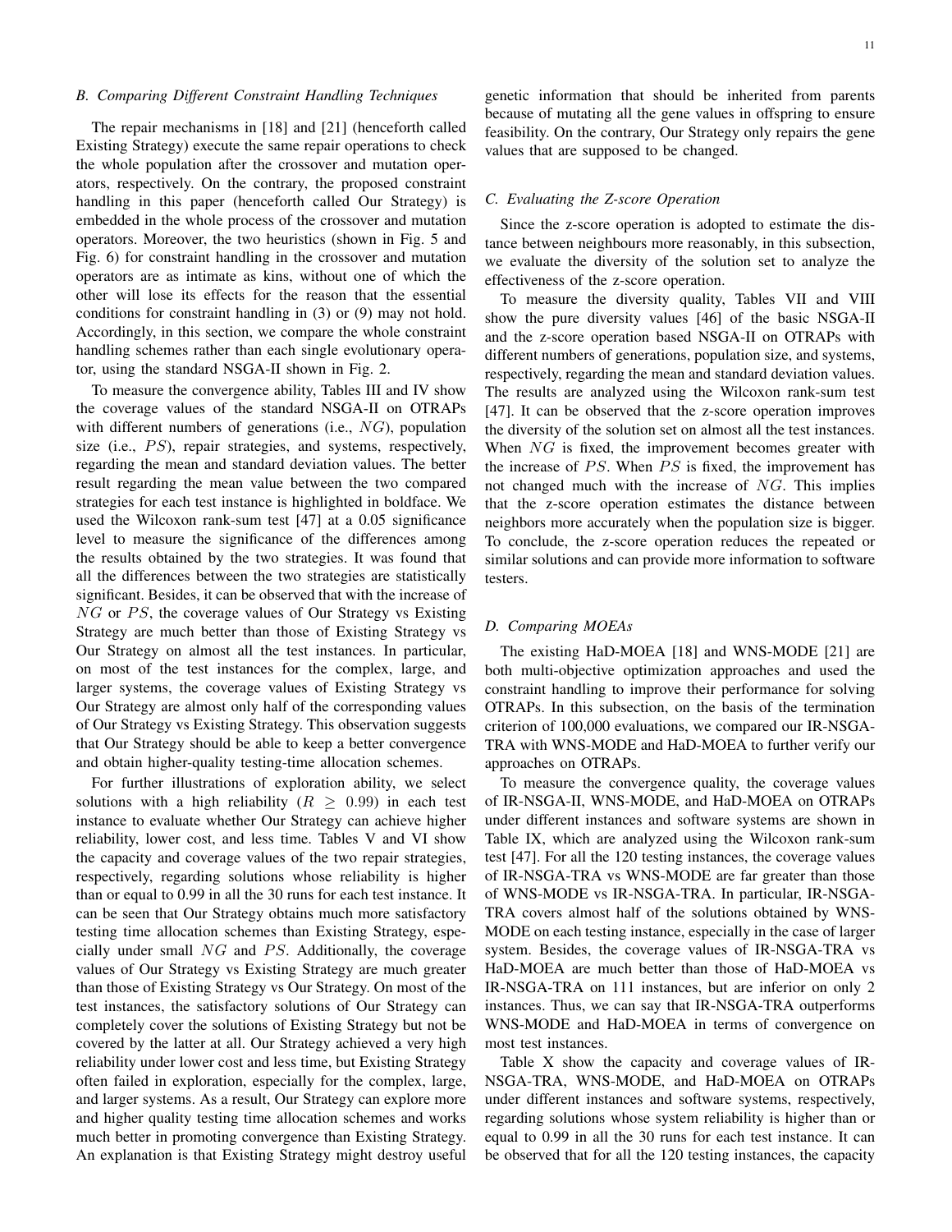### B. Comparing Different Constraint Handling Techniques

The repair mechanisms in [18] and [21] (henceforth called Existing Strategy) execute the same repair operations to check the whole population after the crossover and mutation operators, respectively. On the contrary, the proposed constraint handling in this paper (henceforth called Our Strategy) is embedded in the whole process of the crossover and mutation operators. Moreover, the two heuristics (shown in Fig. 5 and Fig. 6) for constraint handling in the crossover and mutation operators are as intimate as kins, without one of which the other will lose its effects for the reason that the essential conditions for constraint handling in (3) or (9) may not hold. Accordingly, in this section, we compare the whole constraint handling schemes rather than each single evolutionary operator, using the standard NSGA-II shown in Fig. 2.

To measure the convergence ability, Tables III and IV show the coverage values of the standard NSGA-II on OTRAPs with different numbers of generations (i.e., $NG$), population size (i.e., $PS$), repair strategies, and systems, respectively, regarding the mean and standard deviation values. The better result regarding the mean value between the two compared strategies for each test instance is highlighted in boldface. We used the Wilcoxon rank-sum test [47] at a 0.05 significance level to measure the significance of the differences among the results obtained by the two strategies. It was found that all the differences between the two strategies are statistically significant. Besides, it can be observed that with the increase of $NG$ or $PS$, the coverage values of Our Strategy vs Existing Strategy are much better than those of Existing Strategy vs Our Strategy on almost all the test instances. In particular, on most of the test instances for the complex, large, and larger systems, the coverage values of Existing Strategy vs Our Strategy are almost only half of the corresponding values of Our Strategy vs Existing Strategy. This observation suggests that Our Strategy should be able to keep a better convergence and obtain higher-quality testing-time allocation schemes.

For further illustrations of exploration ability, we select solutions with a high reliability ($R \geq 0.99$) in each test instance to evaluate whether Our Strategy can achieve higher reliability, lower cost, and less time. Tables V and VI show the capacity and coverage values of the two repair strategies, respectively, regarding solutions whose reliability is higher than or equal to 0.99 in all the 30 runs for each test instance. It can be seen that Our Strategy obtains much more satisfactory testing time allocation schemes than Existing Strategy, especially under small $NG$ and $PS$. Additionally, the coverage values of Our Strategy vs Existing Strategy are much greater than those of Existing Strategy vs Our Strategy. On most of the test instances, the satisfactory solutions of Our Strategy can completely cover the solutions of Existing Strategy but not be covered by the latter at all. Our Strategy achieved a very high reliability under lower cost and less time, but Existing Strategy often failed in exploration, especially for the complex, large, and larger systems. As a result, Our Strategy can explore more and higher quality testing time allocation schemes and works much better in promoting convergence than Existing Strategy. An explanation is that Existing Strategy might destroy useful genetic information that should be inherited from parents because of mutating all the gene values in offspring to ensure feasibility. On the contrary, Our Strategy only repairs the gene values that are supposed to be changed.

### C. Evaluating the Z-score Operation

Since the z-score operation is adopted to estimate the distance between neighbours more reasonably, in this subsection, we evaluate the diversity of the solution set to analyze the effectiveness of the z-score operation.

To measure the diversity quality, Tables VII and VIII show the pure diversity values [46] of the basic NSGA-II and the z-score operation based NSGA-II on OTRAPs with different numbers of generations, population size, and systems, respectively, regarding the mean and standard deviation values. The results are analyzed using the Wilcoxon rank-sum test [47]. It can be observed that the z-score operation improves the diversity of the solution set on almost all the test instances. When $NG$ is fixed, the improvement becomes greater with the increase of $PS$. When $PS$ is fixed, the improvement has not changed much with the increase of $NG$. This implies that the z-score operation estimates the distance between neighbors more accurately when the population size is bigger. To conclude, the z-score operation reduces the repeated or similar solutions and can provide more information to software testers.

### D. Comparing MOEAs

The existing HaD-MOEA [18] and WNS-MODE [21] are both multi-objective optimization approaches and used the constraint handling to improve their performance for solving OTRAPs. In this subsection, on the basis of the termination criterion of 100,000 evaluations, we compared our IR-NSGA-TRA with WNS-MODE and HaD-MOEA to further verify our approaches on OTRAPs.

To measure the convergence quality, the coverage values of IR-NSGA-II, WNS-MODE, and HaD-MOEA on OTRAPs under different instances and software systems are shown in Table IX, which are analyzed using the Wilcoxon rank-sum test [47]. For all the 120 testing instances, the coverage values of IR-NSGA-TRA vs WNS-MODE are far greater than those of WNS-MODE vs IR-NSGA-TRA. In particular, IR-NSGA-TRA covers almost half of the solutions obtained by WNS-MODE on each testing instance, especially in the case of larger system. Besides, the coverage values of IR-NSGA-TRA vs HaD-MOEA are much better than those of HaD-MOEA vs IR-NSGA-TRA on 111 instances, but are inferior on only 2 instances. Thus, we can say that IR-NSGA-TRA outperforms WNS-MODE and HaD-MOEA in terms of convergence on most test instances.

Table X show the capacity and coverage values of IR-NSGA-TRA, WNS-MODE, and HaD-MOEA on OTRAPs under different instances and software systems, respectively, regarding solutions whose system reliability is higher than or equal to 0.99 in all the 30 runs for each test instance. It can be observed that for all the 120 testing instances, the capacity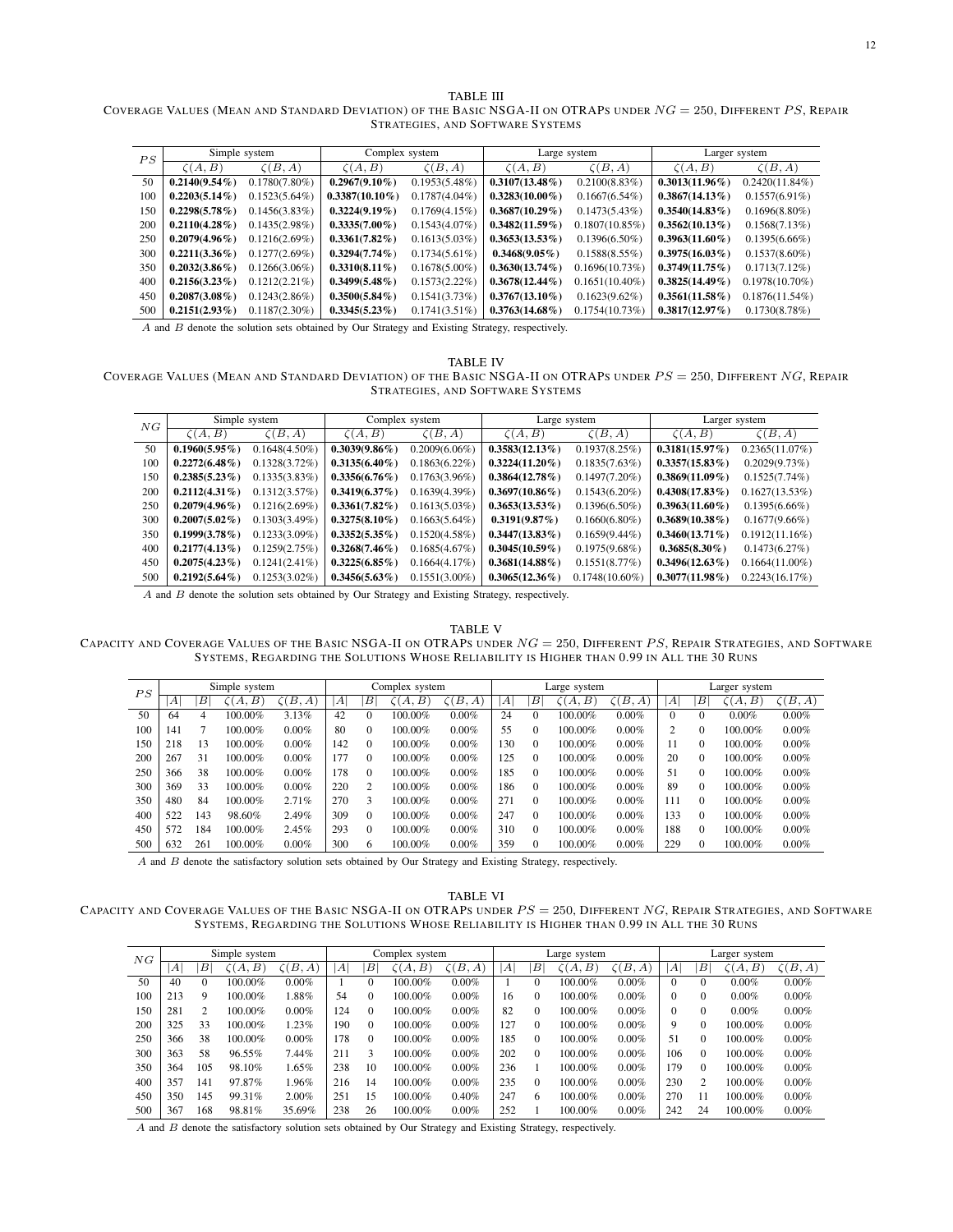TABLE III
COVERAGE VALUES (MEAN AND STANDARD DEVIATION) OF THE BASIC NSGA-II ON OTRAPS UNDER $NG = 250$, DIFFERENT $PS$, REPAIR STRATEGIES, AND SOFTWARE SYSTEMS

| $PS$ | Simple system | | Complex system | | Large system | | Larger system | |
|---|---|---|---|---|---|---|---|---|
| | $\zeta(A,B)$ | $\zeta(B,A)$ | $\zeta(A,B)$ | $\zeta(B,A)$ | $\zeta(A,B)$ | $\zeta(B,A)$ | $\zeta(A,B)$ | $\zeta(B,A)$ |
| 50 | **0.2140(9.54%)** | 0.1780(7.80%) | **0.2967(9.10%)** | 0.1953(5.48%) | **0.3107(13.48%)** | 0.2100(8.83%) | **0.3013(11.96%)** | 0.2420(11.84%) |
| 100 | **0.2203(5.14%)** | 0.1523(5.64%) | **0.3387(10.10%)** | 0.1787(4.04%) | **0.3283(10.00%)** | 0.1667(6.54%) | **0.3867(14.13%)** | 0.1557(6.91%) |
| 150 | **0.2298(5.78%)** | 0.1456(3.83%) | **0.3224(9.19%)** | 0.1769(4.15%) | **0.3687(10.29%)** | 0.1473(5.43%) | **0.3540(14.83%)** | 0.1696(8.80%) |
| 200 | **0.2110(4.28%)** | 0.1435(2.98%) | **0.3335(7.00%)** | 0.1543(4.07%) | **0.3482(11.59%)** | 0.1807(10.85%) | **0.3562(10.13%)** | 0.1568(7.13%) |
| 250 | **0.2079(4.96%)** | 0.1216(2.69%) | **0.3361(7.82%)** | 0.1613(5.03%) | **0.3653(13.53%)** | 0.1396(6.50%) | **0.3963(11.60%)** | 0.1395(6.66%) |
| 300 | **0.2211(3.36%)** | 0.1277(2.69%) | **0.3294(7.74%)** | 0.1734(5.61%) | **0.3468(9.05%)** | 0.1588(8.55%) | **0.3975(16.03%)** | 0.1537(8.60%) |
| 350 | **0.2032(3.86%)** | 0.1266(3.06%) | **0.3310(8.11%)** | 0.1678(5.00%) | **0.3630(13.74%)** | 0.1696(10.73%) | **0.3749(11.75%)** | 0.1713(7.12%) |
| 400 | **0.2156(3.23%)** | 0.1212(2.21%) | **0.3499(5.48%)** | 0.1573(2.22%) | **0.3678(12.44%)** | 0.1651(10.40%) | **0.3825(14.49%)** | 0.1978(10.70%) |
| 450 | **0.2087(3.08%)** | 0.1243(2.86%) | **0.3500(5.84%)** | 0.1541(3.73%) | **0.3767(13.10%)** | 0.1623(9.62%) | **0.3561(11.58%)** | 0.1876(11.54%) |
| 500 | **0.2151(2.93%)** | 0.1187(2.30%) | **0.3345(5.23%)** | 0.1741(3.51%) | **0.3763(14.68%)** | 0.1754(10.73%) | **0.3817(12.97%)** | 0.1730(8.78%) |

$A$ and $B$ denote the solution sets obtained by Our Strategy and Existing Strategy, respectively.

TABLE IV
COVERAGE VALUES (MEAN AND STANDARD DEVIATION) OF THE BASIC NSGA-II ON OTRAPS UNDER $PS = 250$, DIFFERENT $NG$, REPAIR STRATEGIES AND SOFTWARE SYSTEMS

| $NG$ | Simple system | | Complex system | | Large system | | Larger system | |
|---|---|---|---|---|---|---|---|---|
| | $\zeta(A,B)$ | $\zeta(B,A)$ | $\zeta(A,B)$ | $\zeta(B,A)$ | $\zeta(A,B)$ | $\zeta(B,A)$ | $\zeta(A,B)$ | $\zeta(B,A)$ |
| 50 | **0.1960(5.95%)** | 0.1648(4.50%) | **0.3039(9.86%)** | 0.2009(6.06%) | **0.3583(12.13%)** | 0.1937(8.25%) | **0.3181(15.97%)** | 0.2365(11.07%) |
| 100 | **0.2272(6.48%)** | 0.1328(3.72%) | **0.3135(6.40%)** | 0.1863(6.22%) | **0.3224(11.20%)** | 0.1835(7.63%) | **0.3357(15.83%)** | 0.2029(9.73%) |
| 150 | **0.2385(5.23%)** | 0.1335(3.83%) | **0.3356(6.76%)** | 0.1763(3.96%) | **0.3864(12.78%)** | 0.1497(7.20%) | **0.3869(11.09%)** | 0.1525(7.74%) |
| 200 | **0.2112(4.31%)** | 0.1312(3.57%) | **0.3419(6.37%)** | 0.1639(4.39%) | **0.3697(10.86%)** | 0.1543(6.20%) | **0.4308(17.83%)** | 0.1627(13.53%) |
| 250 | **0.2079(4.96%)** | 0.1216(2.69%) | **0.3361(7.82%)** | 0.1613(5.03%) | **0.3653(13.53%)** | 0.1396(6.50%) | **0.3963(11.60%)** | 0.1395(6.66%) |
| 300 | **0.2007(5.02%)** | 0.1303(3.49%) | **0.3275(8.10%)** | 0.1663(5.64%) | **0.3191(9.87%)** | 0.1660(6.80%) | **0.3689(10.38%)** | 0.1677(9.66%) |
| 350 | **0.1999(3.78%)** | 0.1233(3.09%) | **0.3352(5.35%)** | 0.1520(4.58%) | **0.3447(13.83%)** | 0.1659(9.44%) | **0.3460(13.71%)** | 0.1912(11.16%) |
| 400 | **0.2177(4.13%)** | 0.1259(2.75%) | **0.3268(7.46%)** | 0.1685(4.67%) | **0.3045(10.59%)** | 0.1975(9.68%) | **0.3685(8.30%)** | 0.1473(6.27%) |
| 450 | **0.2075(4.23%)** | 0.1241(2.41%) | **0.3225(6.85%)** | 0.1664(4.17%) | **0.3681(14.88%)** | 0.1551(8.77%) | **0.3496(12.63%)** | 0.1664(11.00%) |
| 500 | **0.2192(5.64%)** | 0.1253(3.02%) | **0.3456(5.63%)** | 0.1551(3.00%) | **0.3065(12.36%)** | 0.1748(10.60%) | **0.3077(11.98%)** | 0.2243(16.17%) |

$A$ and $B$ denote the solution sets obtained by Our Strategy and Existing Strategy, respectively.

TABLE V
CAPACITY AND COVERAGE VALUES OF THE BASIC NSGA-II ON OTRAPS UNDER $NG = 250$, DIFFERENT $PS$, REPAIR STRATEGIES, AND SOFTWARE SYSTEMS, REGARDING THE SOLUTIONS WHOSE RELIABILITY IS HIGHER THAN 0.99 IN ALL THE 30 RUNS

| $PS$ | Simple system | | | | Complex system | | | | Large system | | | | Larger system | | | |
|---|---|---|---|---|---|---|---|---|---|---|---|---|---|---|---|---|
| | $\|A\|$ | $\|B\|$ | $\zeta(A,B)$ | $\zeta(B,A)$ | $\|A\|$ | $\|B\|$ | $\zeta(A,B)$ | $\zeta(B,A)$ | $\|A\|$ | $\|B\|$ | $\zeta(A,B)$ | $\zeta(B,A)$ | $\|A\|$ | $\|B\|$ | $\zeta(A,B)$ | $\zeta(B,A)$ |
| 50 | 64 | 4 | 100.00% | 3.13% | 42 | 0 | 100.00% | 0.00% | 24 | 0 | 100.00% | 0.00% | 0 | 0 | 0.00% | 0.00% |
| 100 | 141 | 7 | 100.00% | 0.00% | 80 | 0 | 100.00% | 0.00% | 55 | 0 | 100.00% | 0.00% | 2 | 0 | 100.00% | 0.00% |
| 150 | 218 | 13 | 100.00% | 0.00% | 142 | 0 | 100.00% | 0.00% | 130 | 0 | 100.00% | 0.00% | 11 | 0 | 100.00% | 0.00% |
| 200 | 267 | 31 | 100.00% | 0.00% | 177 | 0 | 100.00% | 0.00% | 125 | 0 | 100.00% | 0.00% | 20 | 0 | 100.00% | 0.00% |
| 250 | 366 | 38 | 100.00% | 0.00% | 178 | 0 | 100.00% | 0.00% | 185 | 0 | 100.00% | 0.00% | 51 | 0 | 100.00% | 0.00% |
| 300 | 369 | 33 | 100.00% | 0.00% | 220 | 2 | 100.00% | 0.00% | 186 | 0 | 100.00% | 0.00% | 89 | 0 | 100.00% | 0.00% |
| 350 | 480 | 84 | 100.00% | 2.71% | 270 | 3 | 100.00% | 0.00% | 271 | 0 | 100.00% | 0.00% | 111 | 0 | 100.00% | 0.00% |
| 400 | 522 | 143 | 98.60% | 2.49% | 309 | 0 | 100.00% | 0.00% | 247 | 0 | 100.00% | 0.00% | 133 | 0 | 100.00% | 0.00% |
| 450 | 572 | 184 | 100.00% | 2.45% | 293 | 0 | 100.00% | 0.00% | 310 | 0 | 100.00% | 0.00% | 188 | 0 | 100.00% | 0.00% |
| 500 | 632 | 261 | 100.00% | 0.00% | 300 | 6 | 100.00% | 0.00% | 359 | 0 | 100.00% | 0.00% | 229 | 0 | 100.00% | 0.00% |

$A$ and $B$ denote the satisfactory solution sets obtained by Our Strategy and Existing Strategy, respectively.

TABLE VI
CAPACITY AND COVERAGE VALUES OF THE BASIC NSGA-II ON OTRAPS UNDER $PS = 250$, DIFFERENT $NG$, REPAIR STRATEGIES, AND SOFTWARE SYSTEMS, REGARDING THE SOLUTIONS WHOSE RELIABILITY IS HIGHER THAN 0.99 IN ALL THE 30 RUNS

| $NG$ | Simple system | | | | Complex system | | | | Large system | | | | Larger system | | | |
|---|---|---|---|---|---|---|---|---|---|---|---|---|---|---|---|---|
| | $\|A\|$ | $\|B\|$ | $\zeta(A,B)$ | $\zeta(B,A)$ | $\|A\|$ | $\|B\|$ | $\zeta(A,B)$ | $\zeta(B,A)$ | $\|A\|$ | $\|B\|$ | $\zeta(A,B)$ | $\zeta(B,A)$ | $\|A\|$ | $\|B\|$ | $\zeta(A,B)$ | $\zeta(B,A)$ |
| 50 | 40 | 0 | 100.00% | 0.00% | 1 | 0 | 100.00% | 0.00% | 1 | 0 | 100.00% | 0.00% | 0 | 0 | 0.00% | 0.00% |
| 100 | 213 | 9 | 100.00% | 1.88% | 54 | 0 | 100.00% | 0.00% | 16 | 0 | 100.00% | 0.00% | 0 | 0 | 0.00% | 0.00% |
| 150 | 281 | 2 | 100.00% | 0.00% | 124 | 0 | 100.00% | 0.00% | 82 | 0 | 100.00% | 0.00% | 0 | 0 | 0.00% | 0.00% |
| 200 | 325 | 33 | 100.00% | 1.23% | 190 | 0 | 100.00% | 0.00% | 127 | 0 | 100.00% | 0.00% | 9 | 0 | 100.00% | 0.00% |
| 250 | 366 | 38 | 100.00% | 0.00% | 178 | 0 | 100.00% | 0.00% | 185 | 0 | 100.00% | 0.00% | 51 | 0 | 100.00% | 0.00% |
| 300 | 363 | 58 | 96.55% | 7.44% | 211 | 3 | 100.00% | 0.00% | 202 | 0 | 100.00% | 0.00% | 106 | 0 | 100.00% | 0.00% |
| 350 | 364 | 105 | 98.10% | 1.65% | 238 | 10 | 100.00% | 0.00% | 236 | 1 | 100.00% | 0.00% | 179 | 0 | 100.00% | 0.00% |
| 400 | 357 | 141 | 97.87% | 1.96% | 216 | 14 | 100.00% | 0.00% | 235 | 0 | 100.00% | 0.00% | 230 | 2 | 100.00% | 0.00% |
| 450 | 350 | 145 | 99.31% | 2.00% | 251 | 15 | 100.00% | 0.40% | 247 | 6 | 100.00% | 0.00% | 270 | 11 | 100.00% | 0.00% |
| 500 | 367 | 168 | 98.81% | 35.69% | 238 | 26 | 100.00% | 0.00% | 252 | 1 | 100.00% | 0.00% | 242 | 24 | 100.00% | 0.00% |

$A$ and $B$ denote the satisfactory solution sets obtained by Our Strategy and Existing Strategy, respectively.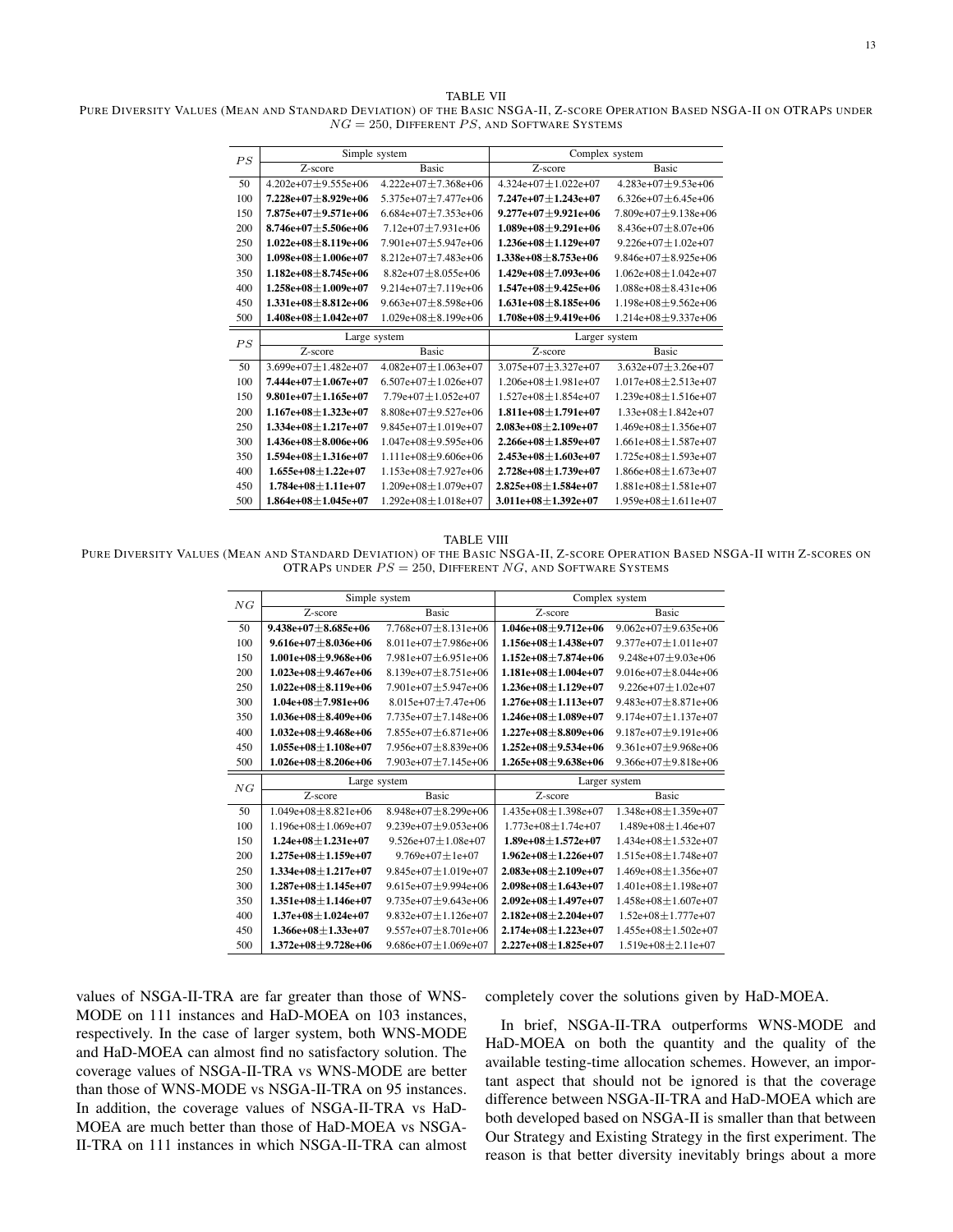TABLE VII
PURE DIVERSITY VALUES (MEAN AND STANDARD DEVIATION) OF THE BASIC NSGA-II, Z-SCORE OPERATION BASED NSGA-II ON OTRAPS UNDER $NG = 250$, DIFFERENT $PS$, AND SOFTWARE SYSTEMS

| $PS$ | Simple system | | Complex system | |
|---|---|---|---|---|
| | Z-score | Basic | Z-score | Basic |
| 50 | 4.202e+07±9.555e+06 | 4.222e+07±7.368e+06 | 4.324e+07±1.022e+07 | 4.283e+07±9.53e+06 |
| 100 | **7.228e+07±8.929e+06** | 5.375e+07±7.477e+06 | **7.247e+07±1.243e+07** | 6.326e+07±6.45e+06 |
| 150 | **7.875e+07±9.571e+06** | 6.684e+07±7.353e+06 | **9.277e+07±9.921e+06** | 7.809e+07±9.138e+06 |
| 200 | **8.746e+07±5.506e+06** | 7.12e+07±7.931e+06 | **1.089e+08±9.291e+06** | 8.436e+07±8.07e+06 |
| 250 | **1.022e+08±8.119e+06** | 7.901e+07±5.947e+06 | **1.236e+08±1.129e+07** | 9.226e+07±1.02e+07 |
| 300 | **1.098e+08±1.006e+07** | 8.212e+07±7.483e+06 | **1.338e+08±8.753e+06** | 9.846e+07±8.925e+06 |
| 350 | **1.182e+08±8.745e+06** | 8.82e+07±8.055e+06 | **1.429e+08±7.093e+06** | 1.062e+08±1.042e+07 |
| 400 | **1.258e+08±1.009e+07** | 9.214e+07±7.119e+06 | **1.547e+08±9.425e+06** | 1.088e+08±8.431e+06 |
| 450 | **1.331e+08±8.812e+06** | 9.663e+07±8.598e+06 | **1.631e+08±8.185e+06** | 1.198e+08±9.562e+06 |
| 500 | **1.408e+08±1.042e+07** | 1.029e+08±8.199e+06 | **1.708e+08±9.419e+06** | 1.214e+08±9.337e+06 |
| $PS$ | Large system | | Larger system | |
| | Z-score | Basic | Z-score | Basic |
| 50 | 3.699e+07±1.482e+07 | 4.082e+07±1.063e+07 | 3.075e+07±3.327e+07 | 3.632e+07±3.26e+07 |
| 100 | **7.444e+07±1.067e+07** | 6.507e+07±1.026e+07 | 1.206e+08±1.981e+07 | 1.017e+08±2.513e+07 |
| 150 | **9.801e+07±1.165e+07** | 7.79e+07±1.052e+07 | 1.527e+08±1.854e+07 | 1.239e+08±1.516e+07 |
| 200 | **1.167e+08±1.323e+07** | 8.808e+07±9.527e+06 | **1.811e+08±1.791e+07** | 1.33e+08±1.842e+07 |
| 250 | **1.334e+08±1.217e+07** | 9.845e+07±1.019e+07 | **2.083e+08±2.109e+07** | 1.469e+08±1.356e+07 |
| 300 | **1.436e+08±8.006e+06** | 1.047e+08±9.595e+06 | **2.266e+08±1.859e+07** | 1.661e+08±1.587e+07 |
| 350 | **1.594e+08±1.316e+07** | 1.111e+08±9.606e+06 | **2.453e+08±1.603e+07** | 1.725e+08±1.593e+07 |
| 400 | **1.655e+08±1.22e+07** | 1.153e+08±7.927e+06 | **2.728e+08±1.739e+07** | 1.866e+08±1.673e+07 |
| 450 | **1.784e+08±1.11e+07** | 1.209e+08±1.079e+07 | **2.825e+08±1.584e+07** | 1.881e+08±1.581e+07 |
| 500 | **1.864e+08±1.045e+07** | 1.292e+08±1.018e+07 | **3.011e+08±1.392e+07** | 1.959e+08±1.611e+07 |

TABLE VIII
PURE DIVERSITY VALUES (MEAN AND STANDARD DEVIATION) OF THE BASIC NSGA-II, Z-SCORE OPERATION BASED NSGA-II WITH Z-SCORES ON OTRAPS UNDER $PS = 250$, DIFFERENT $NG$, AND SOFTWARE SYSTEMS

| $NG$ | Simple system | | Complex system | |
|---|---|---|---|---|
| | Z-score | Basic | Z-score | Basic |
| 50 | **9.438e+07±8.685e+06** | 7.768e+07±8.131e+06 | **1.046e+08±9.712e+06** | 9.062e+07±9.635e+06 |
| 100 | **9.616e+07±8.036e+06** | 8.011e+07±7.986e+06 | **1.156e+08±1.438e+07** | 9.377e+07±1.011e+07 |
| 150 | **1.001e+08±9.968e+06** | 7.981e+07±6.951e+06 | **1.152e+08±7.874e+06** | 9.248e+07±9.03e+06 |
| 200 | **1.023e+08±9.467e+06** | 8.139e+07±8.751e+06 | **1.181e+08±1.004e+07** | 9.016e+07±8.044e+06 |
| 250 | **1.022e+08±8.119e+06** | 7.901e+07±5.947e+06 | **1.236e+08±1.129e+07** | 9.226e+07±1.02e+07 |
| 300 | **1.04e+08±7.981e+06** | 8.015e+07±7.47e+06 | **1.276e+08±1.113e+07** | 9.483e+07±8.871e+06 |
| 350 | **1.036e+08±8.409e+06** | 7.735e+07±7.148e+06 | **1.246e+08±1.089e+07** | 9.174e+07±1.137e+07 |
| 400 | **1.032e+08±9.468e+06** | 7.855e+07±6.871e+06 | **1.227e+08±8.809e+06** | 9.187e+07±9.191e+06 |
| 450 | **1.055e+08±1.108e+07** | 7.956e+07±8.839e+06 | **1.252e+08±9.534e+06** | 9.361e+07±9.968e+06 |
| 500 | **1.026e+08±8.206e+06** | 7.903e+07±7.145e+06 | **1.265e+08±9.638e+06** | 9.366e+07±9.818e+06 |
| $NG$ | Large system | | Larger system | |
| | Z-score | Basic | Z-score | Basic |
| 50 | 1.049e+08±8.821e+06 | 8.948e+07±8.299e+06 | 1.435e+08±1.398e+07 | 1.348e+08±1.359e+07 |
| 100 | 1.196e+08±1.069e+07 | 9.239e+07±9.053e+06 | 1.773e+08±1.74e+07 | 1.489e+08±1.46e+07 |
| 150 | **1.24e+08±1.231e+07** | 9.526e+07±1.08e+07 | **1.89e+08±1.572e+07** | 1.434e+08±1.532e+07 |
| 200 | **1.275e+08±1.159e+07** | 9.769e+07±1e+07 | **1.962e+08±1.226e+07** | 1.515e+08±1.748e+07 |
| 250 | **1.334e+08±1.217e+07** | 9.845e+07±1.019e+07 | **2.083e+08±2.109e+07** | 1.469e+08±1.356e+07 |
| 300 | **1.287e+08±1.145e+07** | 9.615e+07±9.994e+06 | **2.098e+08±1.643e+07** | 1.401e+08±1.198e+07 |
| 350 | **1.351e+08±1.146e+07** | 9.735e+07±9.643e+06 | **2.092e+08±1.497e+07** | 1.458e+08±1.607e+07 |
| 400 | **1.37e+08±1.024e+07** | 9.832e+07±1.126e+07 | **2.182e+08±2.204e+07** | 1.52e+08±1.777e+07 |
| 450 | **1.366e+08±1.33e+07** | 9.557e+07±8.701e+06 | **2.174e+08±1.223e+07** | 1.455e+08±1.502e+07 |
| 500 | **1.372e+08±9.728e+06** | 9.686e+07±1.069e+07 | **2.227e+08±1.825e+07** | 1.519e+08±2.11e+07 |

values of NSGA-II-TRA are far greater than those of WNS-MODE on 111 instances and HaD-MOEA on 103 instances, respectively. In the case of larger system, both WNS-MODE and HaD-MOEA can almost find no satisfactory solution. The coverage values of NSGA-II-TRA vs WNS-MODE are better than those of WNS-MODE vs NSGA-II-TRA on 95 instances. In addition, the coverage values of NSGA-II-TRA vs HaD-MOEA are much better than those of HaD-MOEA vs NSGA-II-TRA on 111 instances in which NSGA-II-TRA can almost completely cover the solutions given by HaD-MOEA.

In brief, NSGA-II-TRA outperforms WNS-MODE and HaD-MOEA on both the quantity and the quality of the available testing-time allocation schemes. However, an important aspect that should not be ignored is that the coverage difference between NSGA-II-TRA and HaD-MOEA which are both developed based on NSGA-II is smaller than that between Our Strategy and Existing Strategy in the first experiment. The reason is that better diversity inevitably brings about a more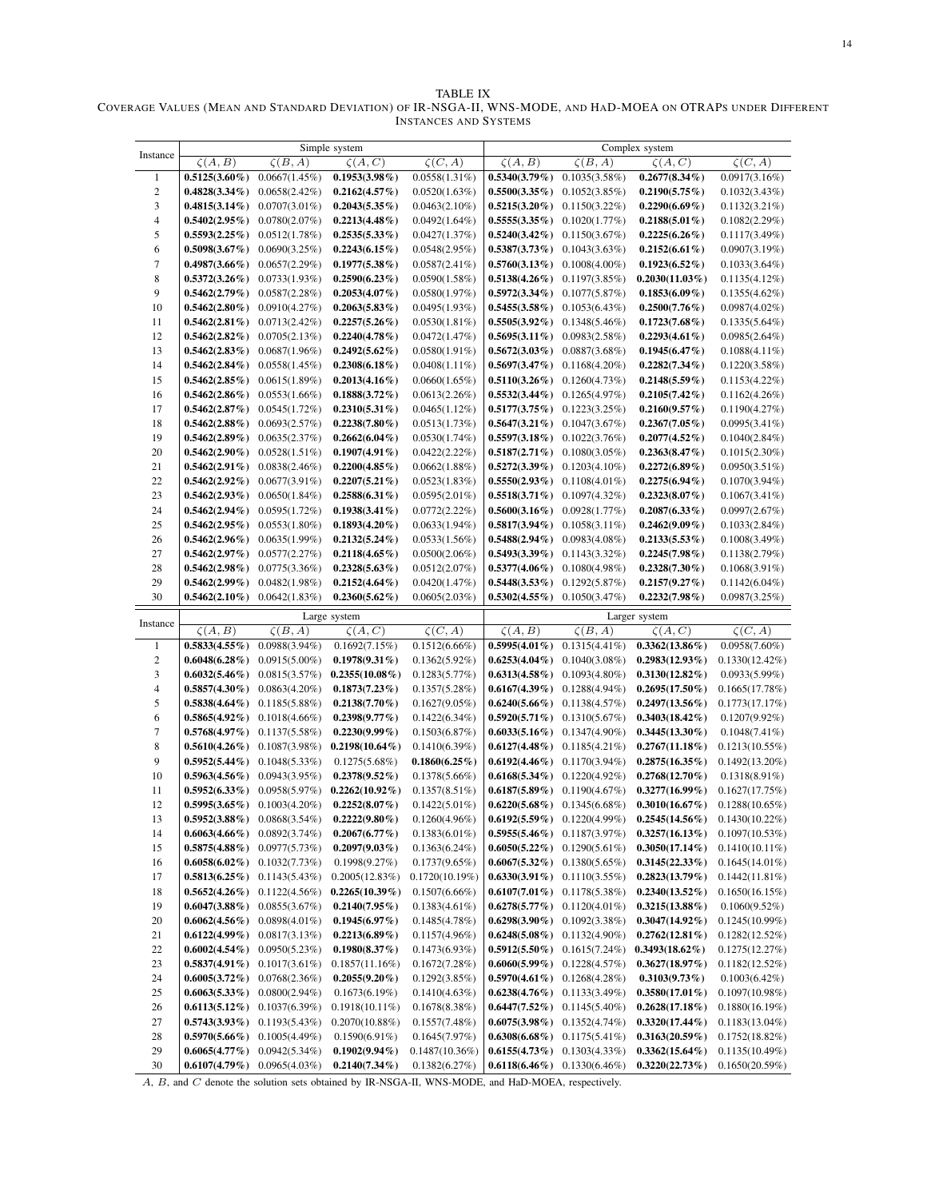TABLE IX
COVERAGE VALUES (MEAN AND STANDARD DEVIATION) OF IR-NSGA-II, WNS-MODE, AND HAD-MOEA ON OTRAPS UNDER DIFFERENT INSTANCES AND SYSTEMS

| Instance | Simple system | | | | Complex system | | | |
|---|---|---|---|---|---|---|---|---|
| | $\zeta(A,B)$ | $\zeta(B,A)$ | $\zeta(A,C)$ | $\zeta(C,A)$ | $\zeta(A,B)$ | $\zeta(B,A)$ | $\zeta(A,C)$ | $\zeta(C,A)$ |
| 1 | **0.5125(3.60%)** | 0.0667(1.45%) | **0.1953(3.98%)** | 0.0558(1.31%) | **0.5340(3.79%)** | 0.1035(3.58%) | **0.2677(8.34%)** | 0.0917(3.16%) |
| 2 | **0.4828(3.34%)** | 0.0658(2.42%) | **0.2162(4.57%)** | 0.0520(1.63%) | **0.5500(3.35%)** | 0.1052(3.85%) | **0.2190(5.75%)** | 0.1032(3.43%) |
| 3 | **0.4815(3.14%)** | 0.0707(3.01%) | **0.2043(5.35%)** | 0.0463(2.10%) | **0.5215(3.20%)** | 0.1150(3.22%) | **0.2290(6.69%)** | 0.1132(3.21%) |
| 4 | **0.5402(2.95%)** | 0.0780(2.07%) | **0.2213(4.48%)** | 0.0492(1.64%) | **0.5555(3.35%)** | 0.1020(1.77%) | **0.2188(5.01%)** | 0.1082(2.29%) |
| 5 | **0.5593(2.25%)** | 0.0512(1.78%) | **0.2535(5.33%)** | 0.0427(1.37%) | **0.5240(3.42%)** | 0.1150(3.67%) | **0.2225(6.26%)** | 0.1117(3.49%) |
| 6 | **0.5098(3.67%)** | 0.0690(3.25%) | **0.2243(6.15%)** | 0.0548(2.95%) | **0.5387(3.73%)** | 0.1043(3.63%) | **0.2152(6.61%)** | 0.0907(3.19%) |
| 7 | **0.4987(3.66%)** | 0.0657(2.29%) | **0.1977(5.38%)** | 0.0587(2.41%) | **0.5760(3.13%)** | 0.1008(4.00%) | **0.1923(6.52%)** | 0.1033(3.64%) |
| 8 | **0.5372(3.26%)** | 0.0733(1.93%) | **0.2590(6.23%)** | 0.0590(1.58%) | **0.5138(4.26%)** | 0.1197(3.85%) | **0.2030(11.03%)** | 0.1135(4.12%) |
| 9 | **0.5462(2.79%)** | 0.0587(2.28%) | **0.2053(4.07%)** | 0.0580(1.97%) | **0.5972(3.34%)** | 0.1077(5.87%) | **0.1853(6.09%)** | 0.1355(4.62%) |
| 10 | **0.5462(2.80%)** | 0.0910(4.27%) | **0.2063(5.83%)** | 0.0495(1.93%) | **0.5455(3.58%)** | 0.1053(6.43%) | **0.2500(7.76%)** | 0.0987(4.02%) |
| 11 | **0.5462(2.81%)** | 0.0713(2.42%) | **0.2257(5.26%)** | 0.0530(1.81%) | **0.5505(3.92%)** | 0.1348(5.46%) | **0.1723(7.68%)** | 0.1335(5.64%) |
| 12 | **0.5462(2.82%)** | 0.0705(2.13%) | **0.2240(4.78%)** | 0.0472(1.47%) | **0.5695(3.11%)** | 0.0983(2.58%) | **0.2293(4.61%)** | 0.0985(2.64%) |
| 13 | **0.5462(2.83%)** | 0.0687(1.96%) | **0.2492(5.62%)** | 0.0580(1.91%) | **0.5672(3.03%)** | 0.0887(3.68%) | **0.1945(6.47%)** | 0.1088(4.11%) |
| 14 | **0.5462(2.84%)** | 0.0558(1.45%) | **0.2308(6.18%)** | 0.0408(1.11%) | **0.5697(3.47%)** | 0.1168(4.20%) | **0.2282(7.34%)** | 0.1220(3.58%) |
| 15 | **0.5462(2.85%)** | 0.0615(1.89%) | **0.2013(4.16%)** | 0.0660(1.65%) | **0.5110(3.26%)** | 0.1260(4.73%) | **0.2148(5.59%)** | 0.1153(4.22%) |
| 16 | **0.5462(2.86%)** | 0.0553(1.66%) | **0.1888(3.72%)** | 0.0613(2.26%) | **0.5532(3.44%)** | 0.1265(4.97%) | **0.2105(7.42%)** | 0.1162(4.26%) |
| 17 | **0.5462(2.87%)** | 0.0545(1.72%) | **0.2310(5.31%)** | 0.0465(1.12%) | **0.5177(3.75%)** | 0.1223(3.25%) | **0.2160(9.57%)** | 0.1190(4.27%) |
| 18 | **0.5462(2.88%)** | 0.0693(2.57%) | **0.2238(7.80%)** | 0.0513(1.73%) | **0.5647(3.21%)** | 0.1047(3.67%) | **0.2367(7.05%)** | 0.0995(3.41%) |
| 19 | **0.5462(2.89%)** | 0.0635(2.37%) | **0.2662(6.04%)** | 0.0530(1.74%) | **0.5597(3.18%)** | 0.1022(3.76%) | **0.2077(4.52%)** | 0.1040(2.84%) |
| 20 | **0.5462(2.90%)** | 0.0528(1.51%) | **0.1907(4.91%)** | 0.0422(2.22%) | **0.5187(2.71%)** | 0.1080(3.05%) | **0.2363(8.47%)** | 0.1015(2.30%) |
| 21 | **0.5462(2.91%)** | 0.0838(2.46%) | **0.2200(4.85%)** | 0.0662(1.88%) | **0.5272(3.39%)** | 0.1203(4.10%) | **0.2272(6.89%)** | 0.0950(3.51%) |
| 22 | **0.5462(2.92%)** | 0.0677(3.91%) | **0.2207(5.21%)** | 0.0523(1.83%) | **0.5550(2.93%)** | 0.1108(4.01%) | **0.2275(6.94%)** | 0.1070(3.94%) |
| 23 | **0.5462(2.93%)** | 0.0650(1.84%) | **0.2588(6.31%)** | 0.0595(2.01%) | **0.5518(3.71%)** | 0.1097(4.32%) | **0.2323(8.07%)** | 0.1067(3.41%) |
| 24 | **0.5462(2.94%)** | 0.0595(1.72%) | **0.1938(3.41%)** | 0.0772(2.22%) | **0.5600(3.16%)** | 0.0928(1.77%) | **0.2087(6.33%)** | 0.0997(2.67%) |
| 25 | **0.5462(2.95%)** | 0.0553(1.80%) | **0.1893(4.20%)** | 0.0633(1.94%) | **0.5817(3.94%)** | 0.1058(3.11%) | **0.2462(9.09%)** | 0.1033(2.84%) |
| 26 | **0.5462(2.96%)** | 0.0635(1.99%) | **0.2132(5.24%)** | 0.0533(1.56%) | **0.5488(2.94%)** | 0.0983(4.08%) | **0.2133(5.53%)** | 0.1008(3.49%) |
| 27 | **0.5462(2.97%)** | 0.0577(2.27%) | **0.2118(4.65%)** | 0.0500(2.06%) | **0.5493(3.39%)** | 0.1143(3.32%) | **0.2245(7.98%)** | 0.1138(2.79%) |
| 28 | **0.5462(2.98%)** | 0.0775(3.36%) | **0.2328(5.63%)** | 0.0512(2.07%) | **0.5377(4.06%)** | 0.1080(4.98%) | **0.2328(7.30%)** | 0.1068(3.91%) |
| 29 | **0.5462(2.99%)** | 0.0482(1.98%) | **0.2152(4.64%)** | 0.0420(1.47%) | **0.5448(3.53%)** | 0.1292(5.87%) | **0.2157(9.27%)** | 0.1142(6.04%) |
| 30 | **0.5462(2.10%)** | 0.0642(1.83%) | **0.2360(5.62%)** | 0.0605(2.03%) | **0.5302(4.55%)** | 0.1050(3.47%) | **0.2232(7.98%)** | 0.0987(3.25%) |

| Instance | Large system | | | | Larger system | | | |
|---|---|---|---|---|---|---|---|---|
| | $\zeta(A,B)$ | $\zeta(B,A)$ | $\zeta(A,C)$ | $\zeta(C,A)$ | $\zeta(A,B)$ | $\zeta(B,A)$ | $\zeta(A,C)$ | $\zeta(C,A)$ |
| 1 | **0.5833(4.55%)** | 0.0988(3.94%) | 0.1692(7.15%) | 0.1512(6.66%) | **0.5995(4.01%)** | 0.1315(4.41%) | **0.3362(13.86%)** | 0.0958(7.60%) |
| 2 | **0.6048(6.28%)** | 0.0915(5.00%) | **0.1978(9.31%)** | 0.1362(5.92%) | **0.6253(4.04%)** | 0.1040(3.08%) | **0.2983(12.93%)** | 0.1330(12.42%) |
| 3 | **0.6032(5.46%)** | 0.0815(3.57%) | **0.2355(10.08%)** | 0.1283(5.77%) | **0.6313(4.58%)** | 0.1093(4.80%) | **0.3130(12.82%)** | 0.0933(5.99%) |
| 4 | **0.5857(4.30%)** | 0.0863(4.20%) | **0.1873(7.23%)** | 0.1357(5.28%) | **0.6167(4.39%)** | 0.1288(4.94%) | **0.2695(17.50%)** | 0.1665(17.78%) |
| 5 | **0.5838(4.64%)** | 0.1185(5.88%) | **0.2138(7.70%)** | 0.1627(9.05%) | **0.6240(5.66%)** | 0.1138(4.57%) | **0.2497(13.56%)** | 0.1773(17.17%) |
| 6 | **0.5865(4.92%)** | 0.1018(4.66%) | **0.2398(9.77%)** | 0.1422(6.34%) | **0.5920(5.71%)** | 0.1310(5.67%) | **0.3403(18.42%)** | 0.1207(9.92%) |
| 7 | **0.5768(4.97%)** | 0.1137(5.58%) | **0.2230(9.99%)** | 0.1503(6.87%) | **0.6033(5.16%)** | 0.1347(4.90%) | **0.3445(13.30%)** | 0.1048(7.41%) |
| 8 | **0.5610(4.26%)** | 0.1087(3.98%) | **0.2198(10.64%)** | 0.1410(6.39%) | **0.6127(4.48%)** | 0.1185(4.21%) | **0.2767(11.18%)** | 0.1213(10.55%) |
| 9 | **0.5952(5.44%)** | 0.1048(5.33%) | 0.1275(5.68%) | **0.1860(6.25%)** | **0.6192(4.46%)** | 0.1170(3.94%) | **0.2875(16.35%)** | 0.1492(13.20%) |
| 10 | **0.5963(4.56%)** | 0.0943(3.95%) | **0.2378(9.52%)** | 0.1378(5.66%) | **0.6168(5.34%)** | 0.1220(4.92%) | **0.2768(12.70%)** | 0.1318(8.91%) |
| 11 | **0.5952(6.33%)** | 0.0958(5.97%) | **0.2262(10.92%)** | 0.1357(8.51%) | **0.6187(5.89%)** | 0.1190(4.67%) | **0.3277(16.99%)** | 0.1627(17.75%) |
| 12 | **0.5995(3.65%)** | 0.1003(4.20%) | **0.2252(8.07%)** | 0.1422(5.01%) | **0.6220(5.68%)** | 0.1345(6.68%) | **0.3010(16.67%)** | 0.1288(10.65%) |
| 13 | **0.5952(3.88%)** | 0.0868(3.54%) | **0.2222(9.80%)** | 0.1260(4.96%) | **0.6192(5.59%)** | 0.1220(4.99%) | **0.2545(14.56%)** | 0.1430(10.22%) |
| 14 | **0.6063(4.66%)** | 0.0892(3.74%) | **0.2067(6.77%)** | 0.1383(6.01%) | **0.5955(5.46%)** | 0.1187(3.97%) | **0.3257(16.13%)** | 0.1097(10.53%) |
| 15 | **0.5875(4.88%)** | 0.0977(5.73%) | **0.2097(9.03%)** | 0.1363(6.24%) | **0.6050(5.22%)** | 0.1290(5.61%) | **0.3050(17.14%)** | 0.1410(10.11%) |
| 16 | **0.6058(6.02%)** | 0.1032(7.73%) | 0.1998(9.27%) | 0.1737(9.65%) | **0.6067(5.32%)** | 0.1380(5.65%) | **0.3145(22.33%)** | 0.1645(14.01%) |
| 17 | **0.5813(6.25%)** | 0.1143(5.43%) | 0.2005(12.83%) | 0.1720(10.19%) | **0.6330(3.91%)** | 0.1110(3.55%) | **0.2823(13.79%)** | 0.1442(11.81%) |
| 18 | **0.5652(4.26%)** | 0.1122(4.56%) | **0.2265(10.39%)** | 0.1507(6.66%) | **0.6107(7.01%)** | 0.1178(5.38%) | **0.2340(13.52%)** | 0.1650(16.15%) |
| 19 | **0.6047(3.88%)** | 0.0855(3.67%) | **0.2140(7.95%)** | 0.1383(4.61%) | **0.6278(5.77%)** | 0.1120(4.01%) | **0.3215(13.88%)** | 0.1060(9.52%) |
| 20 | **0.6062(4.56%)** | 0.0898(4.01%) | **0.1945(6.97%)** | 0.1485(4.78%) | **0.6298(3.90%)** | 0.1092(3.38%) | **0.3047(14.92%)** | 0.1245(10.99%) |
| 21 | **0.6122(4.99%)** | 0.0817(3.13%) | **0.2213(6.89%)** | 0.1157(4.96%) | **0.6248(5.08%)** | 0.1132(4.90%) | **0.2762(12.81%)** | 0.1282(12.52%) |
| 22 | **0.6002(4.54%)** | 0.0950(3.23%) | **0.1980(8.37%)** | 0.1473(6.93%) | **0.5912(5.50%)** | 0.1615(7.24%) | **0.3493(18.62%)** | 0.1275(12.27%) |
| 23 | **0.5837(4.91%)** | 0.1017(3.61%) | 0.1857(11.16%) | 0.1672(7.28%) | **0.6060(5.99%)** | 0.1228(4.57%) | **0.3627(18.97%)** | 0.1182(12.52%) |
| 24 | **0.6005(3.72%)** | 0.0768(2.36%) | **0.2055(9.20%)** | 0.1292(3.85%) | **0.5970(4.61%)** | 0.1268(4.28%) | **0.3103(9.73%)** | 0.1003(6.42%) |
| 25 | **0.6063(5.33%)** | 0.0800(2.94%) | 0.1673(6.19%) | 0.1410(4.63%) | **0.6238(4.76%)** | 0.1133(3.49%) | **0.3580(17.01%)** | 0.1097(10.98%) |
| 26 | **0.6113(5.12%)** | 0.1037(6.39%) | 0.1918(10.11%) | 0.1678(8.38%) | **0.6447(7.52%)** | 0.1145(5.40%) | **0.2628(17.18%)** | 0.1880(16.19%) |
| 27 | **0.5743(3.93%)** | 0.1193(5.43%) | 0.2070(10.88%) | 0.1557(7.48%) | **0.6075(3.98%)** | 0.1352(4.74%) | **0.3320(17.44%)** | 0.1183(13.04%) |
| 28 | **0.5970(5.66%)** | 0.1005(4.49%) | 0.1590(6.91%) | 0.1645(7.97%) | **0.6308(6.68%)** | 0.1175(5.41%) | **0.3163(20.59%)** | 0.1752(18.82%) |
| 29 | **0.6065(4.77%)** | 0.0942(5.34%) | **0.1902(9.94%)** | 0.1487(10.36%) | **0.6155(4.73%)** | 0.1303(4.33%) | **0.3362(15.64%)** | 0.1135(10.49%) |
| 30 | **0.6107(4.79%)** | 0.0965(4.03%) | **0.2140(7.34%)** | 0.1382(6.27%) | **0.6118(6.46%)** | 0.1330(6.46%) | **0.3220(22.73%)** | 0.1650(20.59%) |

$A$, $B$, and $C$ denote the solution sets obtained by IR-NSGA-II, WNS-MODE, and HaD-MOEA, respectively.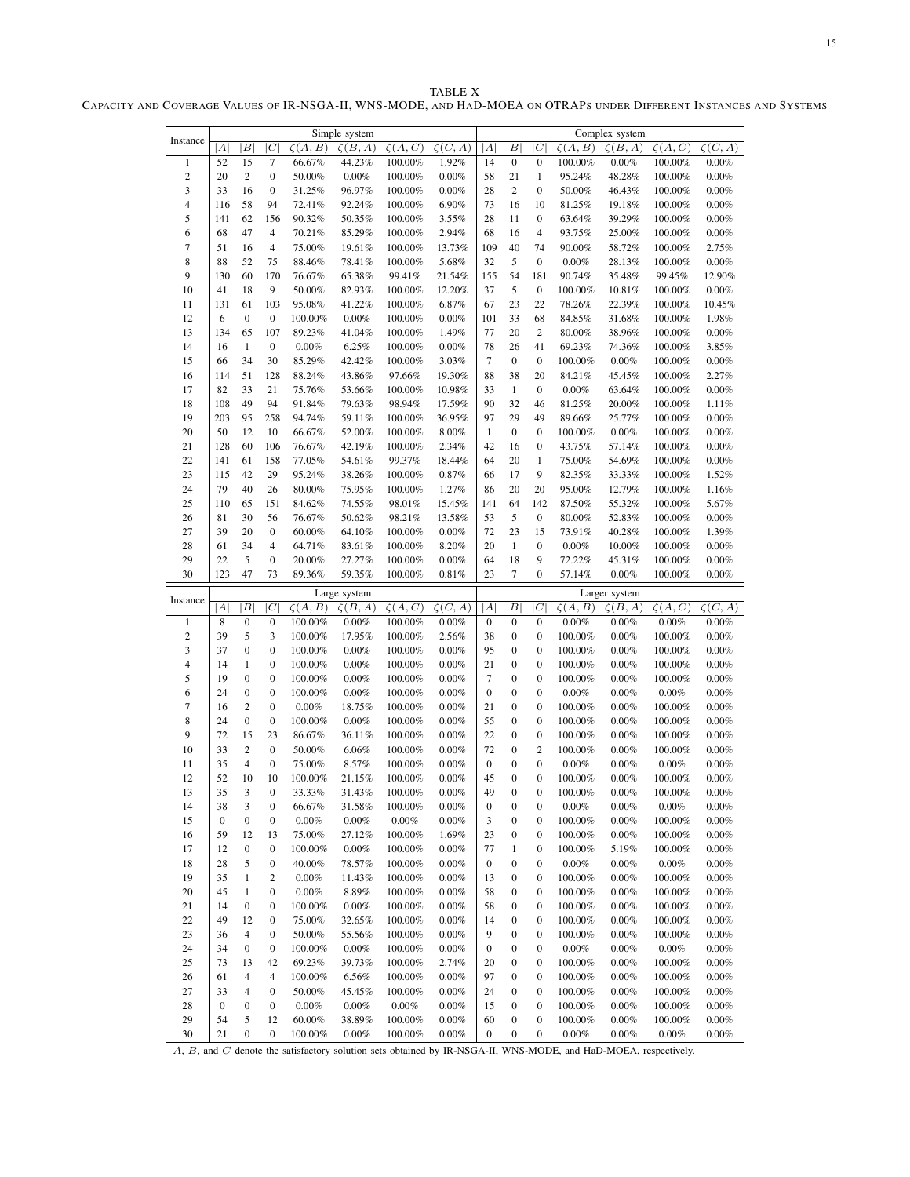TABLE X
CAPACITY AND COVERAGE VALUES OF IR-NSGA-II, WNS-MODE, AND HAD-MOEA ON OTRAPS UNDER DIFFERENT INSTANCES AND SYSTEMS

| Instance | Simple system | | | | | | | Complex system | | | | | | |
|---|---|---|---|---|---|---|---|---|---|---|---|---|---|---|
| | $\|A\|$ | $\|B\|$ | $\|C\|$ | $\zeta(A,B)$ | $\zeta(B,A)$ | $\zeta(A,C)$ | $\zeta(C,A)$ | $\|A\|$ | $\|B\|$ | $\|C\|$ | $\zeta(A,B)$ | $\zeta(B,A)$ | $\zeta(A,C)$ | $\zeta(C,A)$ |
| 1 | 52 | 15 | 7 | 66.67% | 44.23% | 100.00% | 1.92% | 14 | 0 | 0 | 100.00% | 0.00% | 100.00% | 0.00% |
| 2 | 20 | 2 | 0 | 50.00% | 0.00% | 100.00% | 0.00% | 58 | 21 | 1 | 95.24% | 48.28% | 100.00% | 0.00% |
| 3 | 33 | 16 | 0 | 31.25% | 96.97% | 100.00% | 0.00% | 28 | 2 | 0 | 50.00% | 46.43% | 100.00% | 0.00% |
| 4 | 116 | 58 | 94 | 72.41% | 92.24% | 100.00% | 6.90% | 73 | 16 | 10 | 81.25% | 19.18% | 100.00% | 0.00% |
| 5 | 141 | 62 | 156 | 90.32% | 50.35% | 100.00% | 3.55% | 28 | 11 | 0 | 63.64% | 39.29% | 100.00% | 0.00% |
| 6 | 68 | 47 | 4 | 70.21% | 85.29% | 100.00% | 2.94% | 68 | 16 | 4 | 93.75% | 25.00% | 100.00% | 0.00% |
| 7 | 51 | 16 | 4 | 75.00% | 19.61% | 100.00% | 13.73% | 109 | 40 | 74 | 90.00% | 58.72% | 100.00% | 2.75% |
| 8 | 88 | 52 | 75 | 88.46% | 78.41% | 100.00% | 5.68% | 32 | 5 | 0 | 0.00% | 28.13% | 100.00% | 0.00% |
| 9 | 130 | 60 | 170 | 76.67% | 65.38% | 99.41% | 21.54% | 155 | 54 | 181 | 90.74% | 35.48% | 99.45% | 12.90% |
| 10 | 41 | 18 | 9 | 50.00% | 82.93% | 100.00% | 12.20% | 37 | 5 | 0 | 100.00% | 10.81% | 100.00% | 0.00% |
| 11 | 131 | 61 | 103 | 95.08% | 41.22% | 100.00% | 6.87% | 67 | 23 | 22 | 78.26% | 22.39% | 100.00% | 10.45% |
| 12 | 6 | 0 | 0 | 100.00% | 0.00% | 100.00% | 0.00% | 101 | 33 | 68 | 84.85% | 31.68% | 100.00% | 1.98% |
| 13 | 134 | 65 | 107 | 89.23% | 41.04% | 100.00% | 1.49% | 77 | 20 | 2 | 80.00% | 38.96% | 100.00% | 0.00% |
| 14 | 16 | 1 | 0 | 0.00% | 6.25% | 100.00% | 0.00% | 78 | 26 | 41 | 69.23% | 74.36% | 100.00% | 3.85% |
| 15 | 66 | 34 | 30 | 85.29% | 42.42% | 100.00% | 3.03% | 7 | 0 | 0 | 100.00% | 0.00% | 100.00% | 0.00% |
| 16 | 114 | 51 | 128 | 88.24% | 43.86% | 97.66% | 19.30% | 88 | 38 | 20 | 84.21% | 45.45% | 100.00% | 2.27% |
| 17 | 82 | 33 | 21 | 75.76% | 53.66% | 100.00% | 10.98% | 33 | 1 | 0 | 0.00% | 63.64% | 100.00% | 0.00% |
| 18 | 108 | 49 | 94 | 91.84% | 79.63% | 98.94% | 17.59% | 90 | 32 | 46 | 81.25% | 20.00% | 100.00% | 1.11% |
| 19 | 203 | 95 | 258 | 94.74% | 59.11% | 100.00% | 36.95% | 97 | 29 | 49 | 89.66% | 25.77% | 100.00% | 0.00% |
| 20 | 50 | 12 | 10 | 66.67% | 52.00% | 100.00% | 8.00% | 1 | 0 | 0 | 100.00% | 0.00% | 100.00% | 0.00% |
| 21 | 128 | 60 | 106 | 76.67% | 42.19% | 100.00% | 2.34% | 42 | 16 | 0 | 43.75% | 57.14% | 100.00% | 0.00% |
| 22 | 141 | 61 | 158 | 77.05% | 54.61% | 99.37% | 18.44% | 64 | 20 | 1 | 75.00% | 54.69% | 100.00% | 0.00% |
| 23 | 115 | 42 | 29 | 95.24% | 38.26% | 100.00% | 0.87% | 66 | 17 | 9 | 82.35% | 33.33% | 100.00% | 1.52% |
| 24 | 79 | 40 | 26 | 80.00% | 75.95% | 100.00% | 1.27% | 86 | 20 | 20 | 95.00% | 12.79% | 100.00% | 1.16% |
| 25 | 110 | 65 | 151 | 84.62% | 74.55% | 98.01% | 15.45% | 141 | 64 | 142 | 87.50% | 55.32% | 100.00% | 5.67% |
| 26 | 81 | 30 | 56 | 76.67% | 50.62% | 98.21% | 13.58% | 53 | 5 | 0 | 80.00% | 52.83% | 100.00% | 0.00% |
| 27 | 39 | 20 | 0 | 60.00% | 64.10% | 100.00% | 0.00% | 72 | 23 | 15 | 73.91% | 40.28% | 100.00% | 1.39% |
| 28 | 61 | 34 | 4 | 64.71% | 83.61% | 100.00% | 8.20% | 20 | 1 | 0 | 0.00% | 10.00% | 100.00% | 0.00% |
| 29 | 22 | 5 | 0 | 20.00% | 27.27% | 100.00% | 0.00% | 64 | 18 | 9 | 72.22% | 45.31% | 100.00% | 0.00% |
| 30 | 123 | 47 | 73 | 89.36% | 59.35% | 100.00% | 0.81% | 23 | 7 | 0 | 57.14% | 0.00% | 100.00% | 0.00% |

| Instance | Large system | | | | | | | Larger system | | | | | | |
|---|---|---|---|---|---|---|---|---|---|---|---|---|---|---|
| | $\|A\|$ | $\|B\|$ | $\|C\|$ | $\zeta(A,B)$ | $\zeta(B,A)$ | $\zeta(A,C)$ | $\zeta(C,A)$ | $\|A\|$ | $\|B\|$ | $\|C\|$ | $\zeta(A,B)$ | $\zeta(B,A)$ | $\zeta(A,C)$ | $\zeta(C,A)$ |
| 1 | 8 | 0 | 0 | 100.00% | 0.00% | 100.00% | 0.00% | 0 | 0 | 0 | 0.00% | 0.00% | 0.00% | 0.00% |
| 2 | 39 | 5 | 3 | 100.00% | 17.95% | 100.00% | 2.56% | 38 | 0 | 0 | 100.00% | 0.00% | 100.00% | 0.00% |
| 3 | 37 | 0 | 0 | 100.00% | 0.00% | 100.00% | 0.00% | 95 | 0 | 0 | 100.00% | 0.00% | 100.00% | 0.00% |
| 4 | 14 | 1 | 0 | 100.00% | 0.00% | 100.00% | 0.00% | 21 | 0 | 0 | 100.00% | 0.00% | 100.00% | 0.00% |
| 5 | 19 | 0 | 0 | 100.00% | 0.00% | 100.00% | 0.00% | 7 | 0 | 0 | 100.00% | 0.00% | 100.00% | 0.00% |
| 6 | 24 | 0 | 0 | 100.00% | 0.00% | 100.00% | 0.00% | 0 | 0 | 0 | 0.00% | 0.00% | 0.00% | 0.00% |
| 7 | 16 | 2 | 0 | 0.00% | 18.75% | 100.00% | 0.00% | 21 | 0 | 0 | 100.00% | 0.00% | 100.00% | 0.00% |
| 8 | 24 | 0 | 0 | 100.00% | 0.00% | 100.00% | 0.00% | 55 | 0 | 0 | 100.00% | 0.00% | 100.00% | 0.00% |
| 9 | 72 | 15 | 23 | 86.67% | 36.11% | 100.00% | 0.00% | 22 | 0 | 0 | 100.00% | 0.00% | 100.00% | 0.00% |
| 10 | 33 | 2 | 0 | 50.00% | 6.06% | 100.00% | 0.00% | 72 | 0 | 2 | 100.00% | 0.00% | 100.00% | 0.00% |
| 11 | 35 | 4 | 0 | 75.00% | 8.57% | 100.00% | 0.00% | 0 | 0 | 0 | 0.00% | 0.00% | 0.00% | 0.00% |
| 12 | 52 | 10 | 10 | 100.00% | 21.15% | 100.00% | 0.00% | 45 | 0 | 0 | 100.00% | 0.00% | 100.00% | 0.00% |
| 13 | 35 | 3 | 0 | 33.33% | 31.43% | 100.00% | 0.00% | 49 | 0 | 0 | 100.00% | 0.00% | 100.00% | 0.00% |
| 14 | 38 | 3 | 0 | 66.67% | 31.58% | 100.00% | 0.00% | 0 | 0 | 0 | 0.00% | 0.00% | 0.00% | 0.00% |
| 15 | 0 | 0 | 0 | 0.00% | 0.00% | 0.00% | 0.00% | 3 | 0 | 0 | 100.00% | 0.00% | 100.00% | 0.00% |
| 16 | 59 | 12 | 13 | 75.00% | 27.12% | 100.00% | 1.69% | 23 | 0 | 0 | 100.00% | 0.00% | 100.00% | 0.00% |
| 17 | 12 | 0 | 0 | 100.00% | 0.00% | 100.00% | 0.00% | 77 | 1 | 0 | 100.00% | 5.19% | 100.00% | 0.00% |
| 18 | 28 | 5 | 0 | 40.00% | 78.57% | 100.00% | 0.00% | 0 | 0 | 0 | 0.00% | 0.00% | 0.00% | 0.00% |
| 19 | 35 | 1 | 2 | 0.00% | 11.43% | 100.00% | 0.00% | 13 | 0 | 0 | 100.00% | 0.00% | 100.00% | 0.00% |
| 20 | 45 | 1 | 0 | 0.00% | 8.89% | 100.00% | 0.00% | 58 | 0 | 0 | 100.00% | 0.00% | 100.00% | 0.00% |
| 21 | 14 | 0 | 0 | 100.00% | 0.00% | 100.00% | 0.00% | 58 | 0 | 0 | 100.00% | 0.00% | 100.00% | 0.00% |
| 22 | 49 | 12 | 0 | 75.00% | 32.65% | 100.00% | 0.00% | 14 | 0 | 0 | 100.00% | 0.00% | 100.00% | 0.00% |
| 23 | 36 | 4 | 0 | 50.00% | 55.56% | 100.00% | 0.00% | 9 | 0 | 0 | 100.00% | 0.00% | 100.00% | 0.00% |
| 24 | 34 | 0 | 0 | 100.00% | 0.00% | 100.00% | 0.00% | 0 | 0 | 0 | 0.00% | 0.00% | 0.00% | 0.00% |
| 25 | 73 | 13 | 42 | 69.23% | 39.73% | 100.00% | 2.74% | 20 | 0 | 0 | 100.00% | 0.00% | 100.00% | 0.00% |
| 26 | 61 | 4 | 4 | 100.00% | 6.56% | 100.00% | 0.00% | 97 | 0 | 0 | 100.00% | 0.00% | 100.00% | 0.00% |
| 27 | 33 | 4 | 0 | 50.00% | 45.45% | 100.00% | 0.00% | 24 | 0 | 0 | 100.00% | 0.00% | 100.00% | 0.00% |
| 28 | 0 | 0 | 0 | 0.00% | 0.00% | 0.00% | 0.00% | 15 | 0 | 0 | 100.00% | 0.00% | 100.00% | 0.00% |
| 29 | 54 | 5 | 12 | 60.00% | 38.89% | 100.00% | 0.00% | 60 | 0 | 0 | 100.00% | 0.00% | 100.00% | 0.00% |
| 30 | 21 | 0 | 0 | 100.00% | 0.00% | 100.00% | 0.00% | 0 | 0 | 0 | 0.00% | 0.00% | 0.00% | 0.00% |

$A$, $B$, and $C$ denote the satisfactory solution sets obtained by IR-NSGA-II, WNS-MODE, and HaD-MOEA, respectively.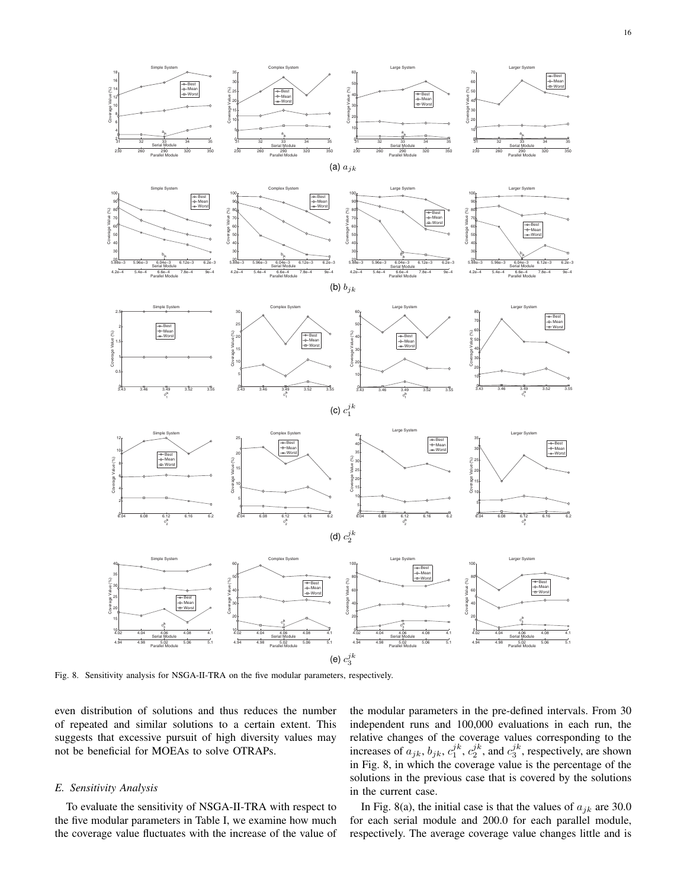(a) $a_{jk}$

(b) $b_{jk}$

(c) $c_1^{jk}$

(d) $c_2^{jk}$

(e) $c_3^{jk}$

Fig. 8. Sensitivity analysis for NSGA-II-TRA on the five modular parameters, respectively.

even distribution of solutions and thus reduces the number of repeated and similar solutions to a certain extent. This suggests that excessive pursuit of high diversity values may not be beneficial for MOEAs to solve OTRAPs.

### *E. Sensitivity Analysis*

To evaluate the sensitivity of NSGA-II-TRA with respect to the five modular parameters in Table I, we examine how much the coverage value fluctuates with the increase of the value of the modular parameters in the pre-defined intervals. From 30 independent runs and 100,000 evaluations in each run, the relative changes of the coverage values corresponding to the increases of $a_{jk}$, $b_{jk}$, $c_1^{jk}$, $c_2^{jk}$, and $c_3^{jk}$, respectively, are shown in Fig. 8, in which the coverage value is the percentage of the solutions in the previous case that is covered by the solutions in the current case.

In Fig. 8(a), the initial case is that the values of $a_{jk}$ are 30.0 for each serial module and 200.0 for each parallel module, respectively. The average coverage value changes little and is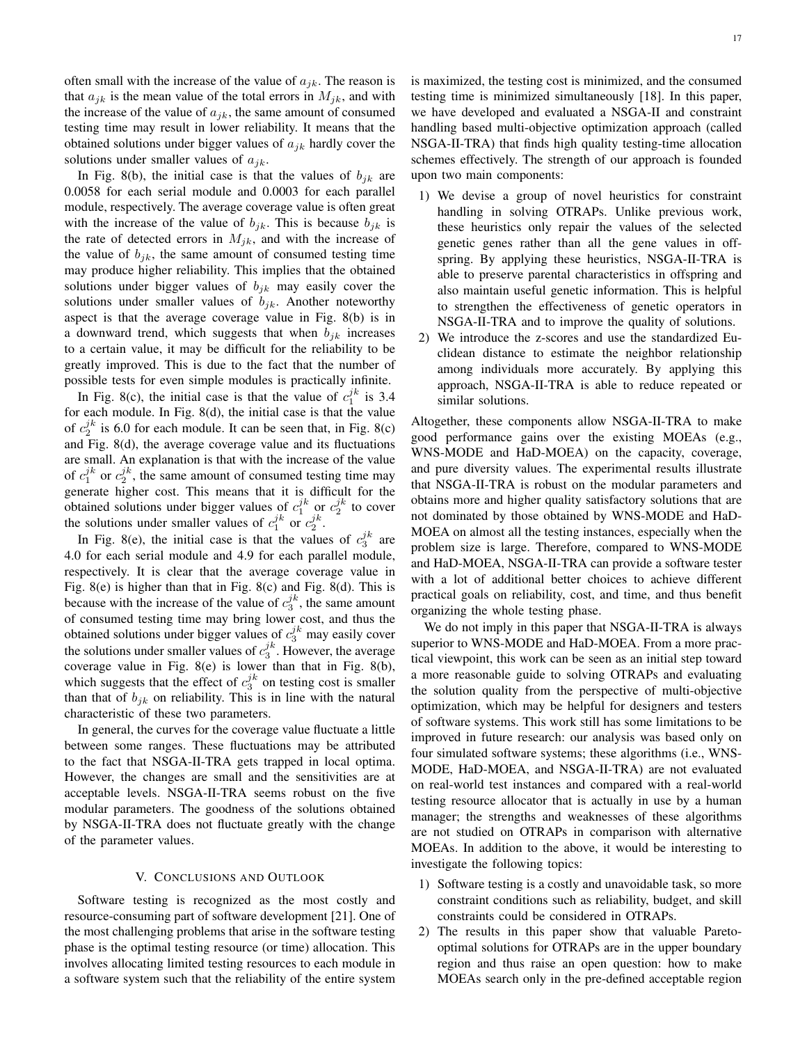often small with the increase of the value of $a_{jk}$. The reason is that $a_{jk}$ is the mean value of the total errors in $M_{jk}$, and with the increase of the value of $a_{jk}$, the same amount of consumed testing time may result in lower reliability. It means that the obtained solutions under bigger values of $a_{jk}$ hardly cover the solutions under smaller values of $a_{jk}$.

In Fig. 8(b), the initial case is that the values of $b_{jk}$ are 0.0058 for each serial module and 0.0003 for each parallel module, respectively. The average coverage value is often great with the increase of the value of $b_{jk}$. This is because $b_{jk}$ is the rate of detected errors in $M_{jk}$, and with the increase of the value of $b_{jk}$, the same amount of consumed testing time may produce higher reliability. This implies that the obtained solutions under bigger values of $b_{jk}$ may easily cover the solutions under smaller values of $b_{jk}$. Another noteworthy aspect is that the average coverage value in Fig. 8(b) is in a downward trend, which suggests that when $b_{jk}$ increases to a certain value, it may be difficult for the reliability to be greatly improved. This is due to the fact that the number of possible tests for even simple modules is practically infinite.

In Fig. 8(c), the initial case is that the value of $c_1^{jk}$ is 3.4 for each module. In Fig. 8(d), the initial case is that the value of $c_2^{jk}$ is 6.0 for each module. It can be seen that, in Fig. 8(c) and Fig. 8(d), the average coverage value and its fluctuations are small. An explanation is that with the increase of the value of $c_1^{jk}$ or $c_2^{jk}$, the same amount of consumed testing time may generate higher cost. This means that it is difficult for the obtained solutions under bigger values of $c_1^{jk}$ or $c_2^{jk}$ to cover the solutions under smaller values of $c_1^{jk}$ or $c_2^{jk}$.

In Fig. 8(e), the initial case is that the values of $c_3^{jk}$ are 4.0 for each serial module and 4.9 for each parallel module, respectively. It is clear that the average coverage value in Fig. 8(e) is higher than that in Fig. 8(c) and Fig. 8(d). This is because with the increase of the value of $c_3^{jk}$, the same amount of consumed testing time may bring lower cost, and thus the obtained solutions under bigger values of $c_3^{jk}$ may easily cover the solutions under smaller values of $c_3^{jk}$. However, the average coverage value in Fig. 8(e) is lower than that in Fig. 8(b), which suggests that the effect of $c_3^{jk}$ on testing cost is smaller than that of $b_{jk}$ on reliability. This is in line with the natural characteristic of these two parameters.

In general, the curves for the coverage value fluctuate a little between some ranges. These fluctuations may be attributed to the fact that NSGA-II-TRA gets trapped in local optima. However, the changes are small and the sensitivities are at acceptable levels. NSGA-II-TRA seems robust on the five modular parameters. The goodness of the solutions obtained by NSGA-II-TRA does not fluctuate greatly with the change of the parameter values.

## V. Conclusions and Outlook

Software testing is recognized as the most costly and resource-consuming part of software development [21]. One of the most challenging problems that arise in the software testing phase is the optimal testing resource (or time) allocation. This involves allocating limited testing resources to each module in a software system such that the reliability of the entire system is maximized, the testing cost is minimized, and the consumed testing time is minimized simultaneously [18]. In this paper, we have developed and evaluated a NSGA-II and constraint handling based multi-objective optimization approach (called NSGA-II-TRA) that finds high quality testing-time allocation schemes effectively. The strength of our approach is founded upon two main components:

1) We devise a group of novel heuristics for constraint handling in solving OTRAPs. Unlike previous work, these heuristics only repair the values of the selected genetic genes rather than all the gene values in offspring. By applying these heuristics, NSGA-II-TRA is able to preserve parental characteristics in offspring and also maintain useful genetic information. This is helpful to strengthen the effectiveness of genetic operators in NSGA-II-TRA and to improve the quality of solutions.
2) We introduce the z-scores and use the standardized Euclidean distance to estimate the neighbor relationship among individuals more accurately. By applying this approach, NSGA-II-TRA is able to reduce repeated or similar solutions.

Altogether, these components allow NSGA-II-TRA to make good performance gains over the existing MOEAs (e.g., WNS-MODE and HaD-MOEA) on the capacity, coverage, and pure diversity values. The experimental results illustrate that NSGA-II-TRA is robust on the modular parameters and obtains more and higher quality satisfactory solutions that are not dominated by those obtained by WNS-MODE and HaD-MOEA on almost all the testing instances, especially when the problem size is large. Therefore, compared to WNS-MODE and HaD-MOEA, NSGA-II-TRA can provide a software tester with a lot of additional better choices to achieve different practical goals on reliability, cost, and time, and thus benefit organizing the whole testing phase.

We do not imply in this paper that NSGA-II-TRA is always superior to WNS-MODE and HaD-MOEA. From a more practical viewpoint, this work can be seen as an initial step toward a more reasonable guide to solving OTRAPs and evaluating the solution quality from the perspective of multi-objective optimization, which may be helpful for designers and testers of software systems. This work still has some limitations to be improved in future research: our analysis was based only on four simulated software systems; these algorithms (i.e., WNS-MODE, HaD-MOEA, and NSGA-II-TRA) are not evaluated on real-world test instances and compared with a real-world testing resource allocator that is actually in use by a human manager; the strengths and weaknesses of these algorithms are not studied on OTRAPs in comparison with alternative MOEAs. In addition to the above, it would be interesting to investigate the following topics:

1) Software testing is a costly and unavoidable task, so more constraint conditions such as reliability, budget, and skill constraints could be considered in OTRAPs.
2) The results in this paper show that valuable Pareto-optimal solutions for OTRAPs are in the upper boundary region and thus raise an open question: how to make MOEAs search only in the pre-defined acceptable region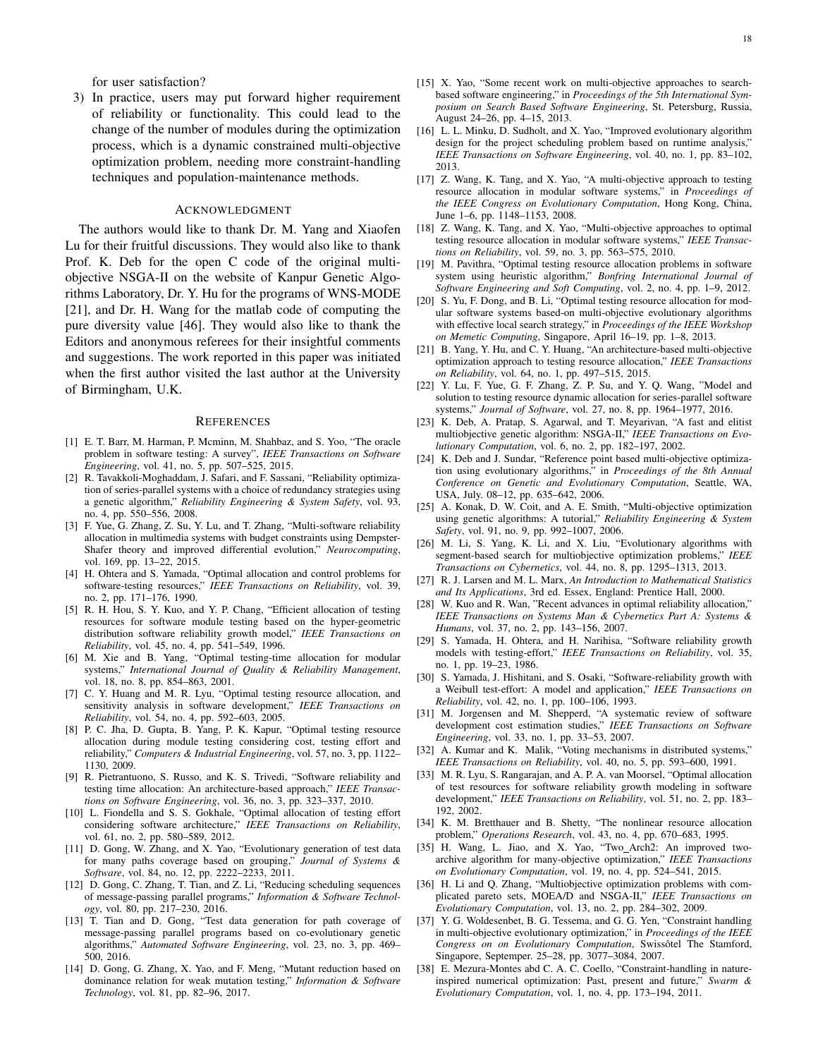for user satisfaction?

3) In practice, users may put forward higher requirement of reliability or functionality. This could lead to the change of the number of modules during the optimization process, which is a dynamic constrained multi-objective optimization problem, needing more constraint-handling techniques and population-maintenance methods.

## ACKNOWLEDGMENT

The authors would like to thank Dr. M. Yang and Xiaofen Lu for their fruitful discussions. They would also like to thank Prof. K. Deb for the open C code of the original multi-objective NSGA-II on the website of Kanpur Genetic Algorithms Laboratory, Dr. Y. Hu for the programs of WNS-MODE [21], and Dr. H. Wang for the matlab code of computing the pure diversity value [46]. They would also like to thank the Editors and anonymous referees for their insightful comments and suggestions. The work reported in this paper was initiated when the first author visited the last author at the University of Birmingham, U.K.

## REFERENCES

[1] E. T. Barr, M. Harman, P. Mcminn, M. Shahbaz, and S. Yoo, "The oracle problem in software testing: A survey", *IEEE Transactions on Software Engineering*, vol. 41, no. 5, pp. 507–525, 2015.

[2] R. Tavakkoli-Moghaddam, J. Safari, and F. Sassani, "Reliability optimization of series-parallel systems with a choice of redundancy strategies using a genetic algorithm," *Reliability Engineering & System Safety*, vol. 93, no. 4, pp. 550–556, 2008.

[3] F. Yue, G. Zhang, Z. Su, Y. Lu, and T. Zhang, "Multi-software reliability allocation in multimedia systems with budget constraints using Dempster-Shafer theory and improved differential evolution," *Neurocomputing*, vol. 169, pp. 13–22, 2015.

[4] H. Ohtera and S. Yamada, "Optimal allocation and control problems for software-testing resources," *IEEE Transactions on Reliability*, vol. 39, no. 2, pp. 171–176, 1990.

[5] R. H. Hou, S. Y. Kuo, and Y. P. Chang, "Efficient allocation of testing resources for software module testing based on the hyper-geometric distribution software reliability growth model," *IEEE Transactions on Reliability*, vol. 45, no. 4, pp. 541–549, 1996.

[6] M. Xie and B. Yang, "Optimal testing-time allocation for modular systems," *International Journal of Quality & Reliability Management*, vol. 18, no. 8, pp. 854–863, 2001.

[7] C. Y. Huang and M. R. Lyu, "Optimal testing resource allocation, and sensitivity analysis in software development," *IEEE Transactions on Reliability*, vol. 54, no. 4, pp. 592–603, 2005.

[8] P. C. Jha, D. Gupta, B. Yang, P. K. Kapur, "Optimal testing resource allocation during module testing considering cost, testing effort and reliability," *Computers & Industrial Engineering*, vol. 57, no. 3, pp. 1122–1130, 2009.

[9] R. Pietrantuono, S. Russo, and K. S. Trivedi, "Software reliability and testing time allocation: An architecture-based approach," *IEEE Transactions on Software Engineering*, vol. 36, no. 3, pp. 323–337, 2010.

[10] L. Fiondella and S. S. Gokhale, "Optimal allocation of testing effort considering software architecture," *IEEE Transactions on Reliability*, vol. 61, no. 2, pp. 580–589, 2012.

[11] D. Gong, W. Zhang, and X. Yao, "Evolutionary generation of test data for many paths coverage based on grouping," *Journal of Systems & Software*, vol. 84, no. 12, pp. 2222–2233, 2011.

[12] D. Gong, C. Zhang, T. Tian, and Z. Li, "Reducing scheduling sequences of message-passing parallel programs," *Information & Software Technology*, vol. 80, pp. 217–230, 2016.

[13] T. Tian and D. Gong, "Test data generation for path coverage of message-passing parallel programs based on co-evolutionary genetic algorithms," *Automated Software Engineering*, vol. 23, no. 3, pp. 469–500, 2016.

[14] D. Gong, G. Zhang, X. Yao, and F. Meng, "Mutant reduction based on dominance relation for weak mutation testing," *Information & Software Technology*, vol. 81, pp. 82–96, 2017.

[15] X. Yao, "Some recent work on multi-objective approaches to search-based software engineering," in *Proceedings of the 5th International Symposium on Search Based Software Engineering*, St. Petersburg, Russia, August 24–26, pp. 4–15, 2013.

[16] L. L. Minku, D. Sudholt, and X. Yao, "Improved evolutionary algorithm design for the project scheduling problem based on runtime analysis," *IEEE Transactions on Software Engineering*, vol. 40, no. 1, pp. 83–102, 2013.

[17] Z. Wang, K. Tang, and X. Yao, "A multi-objective approach to testing resource allocation in modular software systems," in *Proceedings of the IEEE Congress on Evolutionary Computation*, Hong Kong, China, June 1–6, pp. 1148–1153, 2008.

[18] Z. Wang, K. Tang, and X. Yao, "Multi-objective approaches to optimal testing resource allocation in modular software systems," *IEEE Transactions on Reliability*, vol. 59, no. 3, pp. 563–575, 2010.

[19] M. Pavithra, "Optimal testing resource allocation problems in software system using heuristic algorithm," *Bonfring International Journal of Software Engineering and Soft Computing*, vol. 2, no. 4, pp. 1–9, 2012.

[20] S. Yu, F. Dong, and B. Li, "Optimal testing resource allocation for modular software systems based-on multi-objective evolutionary algorithms with effective local search strategy," in *Proceedings of the IEEE Workshop on Memetic Computing*, Singapore, April 16–19, pp. 1–8, 2013.

[21] B. Yang, Y. Hu, and C. Y. Huang, "An architecture-based multi-objective optimization approach to testing resource allocation," *IEEE Transactions on Reliability*, vol. 64, no. 1, pp. 497–515, 2015.

[22] Y. Lu, F. Yue, G. F. Zhang, Z. P. Su, and Y. Q. Wang, "Model and solution to testing resource dynamic allocation for series-parallel software systems," *Journal of Software*, vol. 27, no. 8, pp. 1964–1977, 2016.

[23] K. Deb, A. Pratap, S. Agarwal, and T. Meyarivan, "A fast and elitist multiobjective genetic algorithm: NSGA-II," *IEEE Transactions on Evolutionary Computation*, vol. 6, no. 2, pp. 182–197, 2002.

[24] K. Deb and J. Sundar, "Reference point based multi-objective optimization using evolutionary algorithms," in *Proceedings of the 8th Annual Conference on Genetic and Evolutionary Computation*, Seattle, WA, USA, July. 08–12, pp. 635–642, 2006.

[25] A. Konak, D. W. Coit, and A. E. Smith, "Multi-objective optimization using genetic algorithms: A tutorial," *Reliability Engineering & System Safety*, vol. 91, no. 9, pp. 992–1007, 2006.

[26] M. Li, S. Yang, K. Li, and X. Liu, "Evolutionary algorithms with segment-based search for multiobjective optimization problems," *IEEE Transactions on Cybernetics*, vol. 44, no. 8, pp. 1295–1313, 2013.

[27] R. J. Larsen and M. L. Marx, *An Introduction to Mathematical Statistics and Its Applications*, 3rd ed. Essex, England: Prentice Hall, 2000.

[28] W. Kuo and R. Wan, "Recent advances in optimal reliability allocation," *IEEE Transactions on Systems Man & Cybernetics Part A: Systems & Humans*, vol. 37, no. 2, pp. 143–156, 2007.

[29] S. Yamada, H. Ohtera, and H. Narihisa, "Software reliability growth models with testing-effort," *IEEE Transactions on Reliability*, vol. 35, no. 1, pp. 19–23, 1986.

[30] S. Yamada, J. Hishitani, and S. Osaki, "Software-reliability growth with a Weibull test-effort: A model and application," *IEEE Transactions on Reliability*, vol. 42, no. 1, pp. 100–106, 1993.

[31] M. Jorgensen and M. Shepperd, "A systematic review of software development cost estimation studies," *IEEE Transactions on Software Engineering*, vol. 33, no. 1, pp. 33–53, 2007.

[32] A. Kumar and K. Malik, "Voting mechanisms in distributed systems," *IEEE Transactions on Reliability*, vol. 40, no. 5, pp. 593–600, 1991.

[33] M. R. Lyu, S. Rangarajan, and A. P. A. van Moorsel, "Optimal allocation of test resources for software reliability growth modeling in software development," *IEEE Transactions on Reliability*, vol. 51, no. 2, pp. 183–192, 2002.

[34] K. M. Bretthauer and B. Shetty, "The nonlinear resource allocation problem," *Operations Research*, vol. 43, no. 4, pp. 670–683, 1995.

[35] H. Wang, L. Jiao, and X. Yao, "Two_Arch2: An improved two-archive algorithm for many-objective optimization," *IEEE Transactions on Evolutionary Computation*, vol. 19, no. 4, pp. 524–541, 2015.

[36] H. Li and Q. Zhang, "Multiobjective optimization problems with complicated pareto sets, MOEA/D and NSGA-II," *IEEE Transactions on Evolutionary Computation*, vol. 13, no. 2, pp. 284–302, 2009.

[37] Y. G. Woldesenbet, B. G. Tessema, and G. G. Yen, "Constraint handling in multi-objective evolutionary optimization," in *Proceedings of the IEEE Congress on on Evolutionary Computation*, Swissôtel The Stamford, Singapore, Septemper. 25–28, pp. 3077–3084, 2007.

[38] E. Mezura-Montes abd C. A. C. Coello, "Constraint-handling in nature-inspired numerical optimization: Past, present and future," *Swarm & Evolutionary Computation*, vol. 1, no. 4, pp. 173–194, 2011.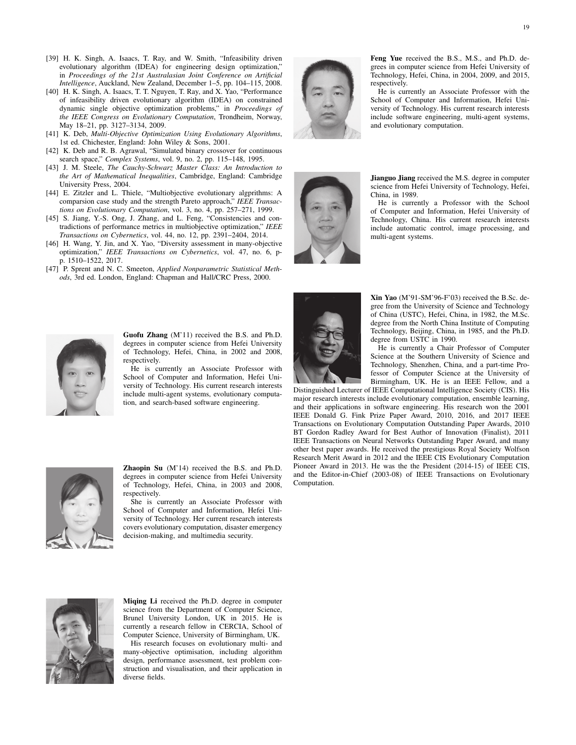[39] H. K. Singh, A. Isaacs, T. Ray, and W. Smith, "Infeasibility driven evolutionary algorithm (IDEA) for engineering design optimization," in *Proceedings of the 21st Australasian Joint Conference on Artificial Intelligence*, Auckland, New Zealand, December 1–5, pp. 104–115, 2008.

[40] H. K. Singh, A. Isaacs, T. T. Nguyen, T. Ray, and X. Yao, "Performance of infeasibility driven evolutionary algorithm (IDEA) on constrained dynamic single objective optimization problems," in *Proceedings of the IEEE Congress on Evolutionary Computation*, Trondheim, Norway, May 18–21, pp. 3127–3134, 2009.

[41] K. Deb, *Multi-Objective Optimization Using Evolutionary Algorithms*, 1st ed. Chichester, England: John Wiley & Sons, 2001.

[42] K. Deb and R. B. Agrawal, "Simulated binary crossover for continuous search space," *Complex Systems*, vol. 9, no. 2, pp. 115–148, 1995.

[43] J. M. Steele, *The Cauchy-Schwarz Master Class: An Introduction to the Art of Mathematical Inequalities*, Cambridge, England: Cambridge University Press, 2004.

[44] E. Zitzler and L. Thiele, "Multiobjective evolutionary algprithms: A comparsion case study and the strength Pareto approach," *IEEE Transactions on Evolutionary Computation*, vol. 3, no. 4, pp. 257–271, 1999.

[45] S. Jiang, Y.-S. Ong, J. Zhang, and L. Feng, "Consistencies and contradictions of performance metrics in multiobjective optimization," *IEEE Transactions on Cybernetics*, vol. 44, no. 12, pp. 2391–2404, 2014.

[46] H. Wang, Y. Jin, and X. Yao, "Diversity assessment in many-objective optimization," *IEEE Transactions on Cybernetics*, vol. 47, no. 6, pp. 1510–1522, 2017.

[47] P. Sprent and N. C. Smeeton, *Applied Nonparametric Statistical Methods*, 3rd ed. London, England: Chapman and Hall/CRC Press, 2000.

**Guofu Zhang** (M'11) received the B.S. and Ph.D. degrees in computer science from Hefei University of Technology, Hefei, China, in 2002 and 2008, respectively.

He is currently an Associate Professor with School of Computer and Information, Hefei University of Technology. His current research interests include multi-agent systems, evolutionary computation, and search-based software engineering.

**Zhaopin Su** (M'14) received the B.S. and Ph.D. degrees in computer science from Hefei University of Technology, Hefei, China, in 2003 and 2008, respectively.

She is currently an Associate Professor with School of Computer and Information, Hefei University of Technology. Her current research interests covers evolutionary computation, disaster emergency decision-making, and multimedia security.

**Miqing Li** received the Ph.D. degree in computer science from the Department of Computer Science, Brunel University London, UK in 2015. He is currently a research fellow in CERCIA, School of Computer Science, University of Birmingham, UK.

His research focuses on evolutionary multi- and many-objective optimisation, including algorithm design, performance assessment, test problem construction and visualisation, and their application in diverse fields.

**Feng Yue** received the B.S., M.S., and Ph.D. degrees in computer science from Hefei University of Technology, Hefei, China, in 2004, 2009, and 2015, respectively.

He is currently an Associate Professor with the School of Computer and Information, Hefei University of Technology. His current research interests include software engineering, multi-agent systems, and evolutionary computation.

**Jianguo Jiang** received the M.S. degree in computer science from Hefei University of Technology, Hefei, China, in 1989.

He is currently a Professor with the School of Computer and Information, Hefei University of Technology, China. His current research interests include automatic control, image processing, and multi-agent systems.

**Xin Yao** (M'91-SM'96-F'03) received the B.Sc. degree from the University of Science and Technology of China (USTC), Hefei, China, in 1982, the M.Sc. degree from the North China Institute of Computing Technology, Beijing, China, in 1985, and the Ph.D. degree from USTC in 1990.

He is currently a Chair Professor of Computer Science at the Southern University of Science and Technology, Shenzhen, China, and a part-time Professor of Computer Science at the University of Birmingham, UK. He is an IEEE Fellow, and a Distinguished Lecturer of IEEE Computational Intelligence Society (CIS). His major research interests include evolutionary computation, ensemble learning, and their applications in software engineering. His research won the 2001 IEEE Donald G. Fink Prize Paper Award, 2010, 2016, and 2017 IEEE Transactions on Evolutionary Computation Outstanding Paper Awards, 2010 BT Gordon Radley Award for Best Author of Innovation (Finalist), 2011 IEEE Transactions on Neural Networks Outstanding Paper Award, and many other best paper awards. He received the prestigious Royal Society Wolfson Research Merit Award in 2012 and the IEEE CIS Evolutionary Computation Pioneer Award in 2013. He was the the President (2014-15) of IEEE CIS, and the Editor-in-Chief (2003-08) of IEEE Transactions on Evolutionary Computation.